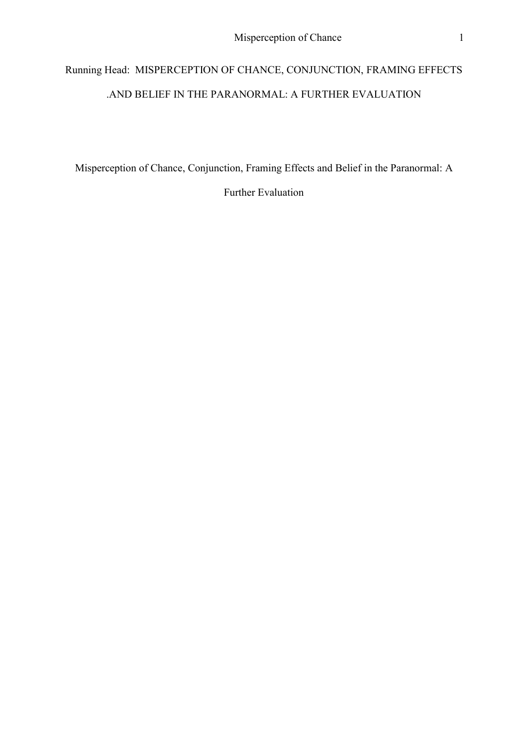Running Head: MISPERCEPTION OF CHANCE, CONJUNCTION, FRAMING EFFECTS .AND BELIEF IN THE PARANORMAL: A FURTHER EVALUATION

# Misperception of Chance, Conjunction, Framing Effects and Belief in the Paranormal: A Further Evaluation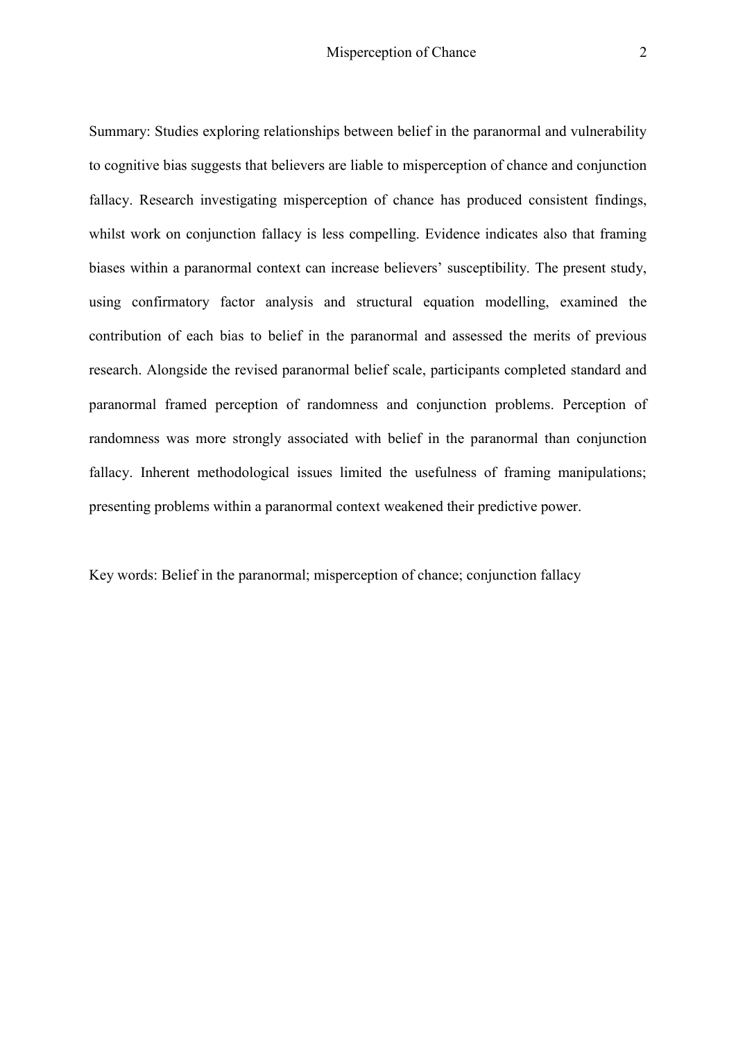Summary: Studies exploring relationships between belief in the paranormal and vulnerability to cognitive bias suggests that believers are liable to misperception of chance and conjunction fallacy. Research investigating misperception of chance has produced consistent findings, whilst work on conjunction fallacy is less compelling. Evidence indicates also that framing biases within a paranormal context can increase believers' susceptibility. The present study, using confirmatory factor analysis and structural equation modelling, examined the contribution of each bias to belief in the paranormal and assessed the merits of previous research. Alongside the revised paranormal belief scale, participants completed standard and paranormal framed perception of randomness and conjunction problems. Perception of randomness was more strongly associated with belief in the paranormal than conjunction fallacy. Inherent methodological issues limited the usefulness of framing manipulations; presenting problems within a paranormal context weakened their predictive power.

Key words: Belief in the paranormal; misperception of chance; conjunction fallacy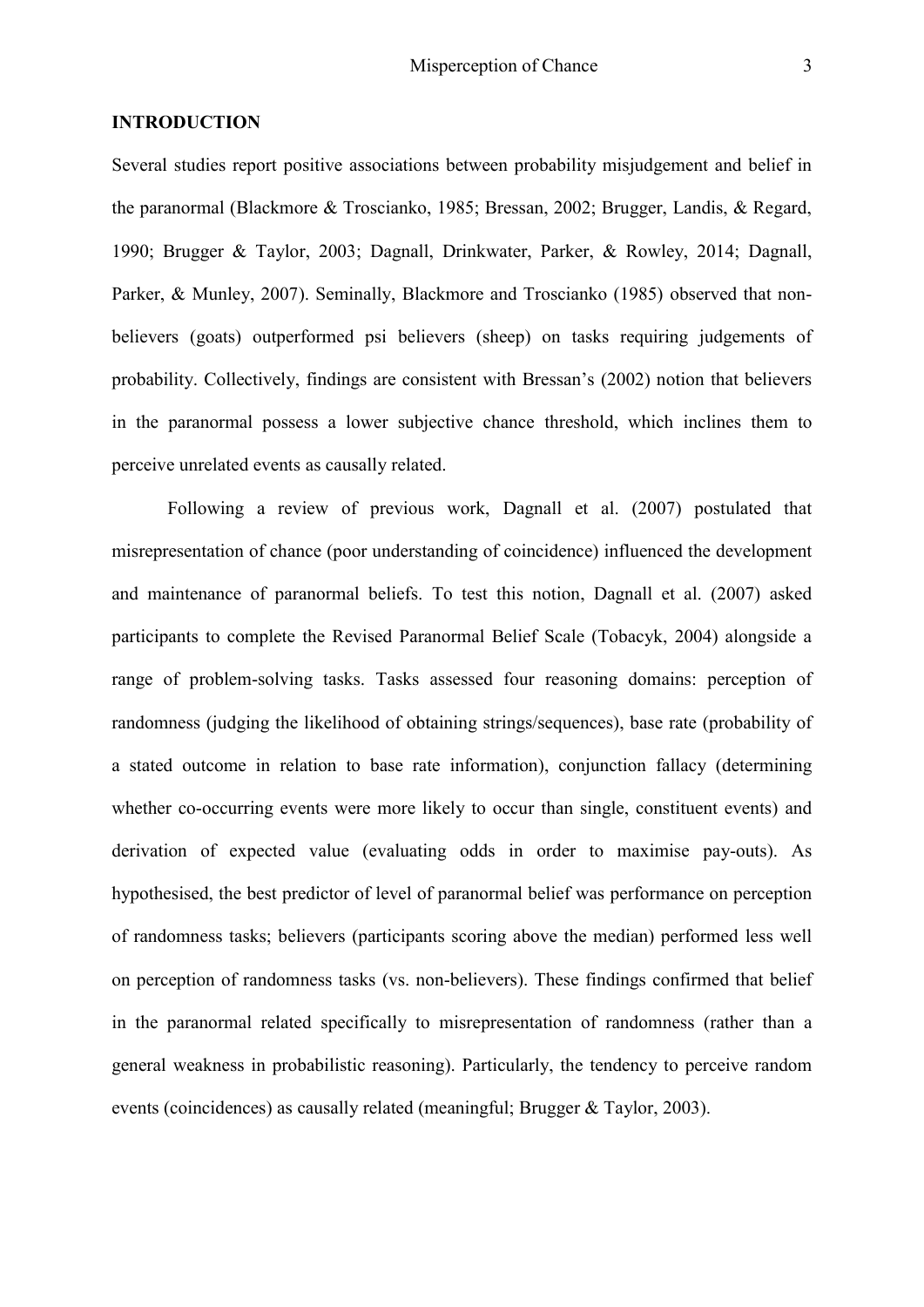## INTRODUCTION

Several studies report positive associations between probability misjudgement and belief in the paranormal (Blackmore & Troscianko, 1985; Bressan, 2002; Brugger, Landis, & Regard, 1990; Brugger & Taylor, 2003; Dagnall, Drinkwater, Parker, & Rowley, 2014; Dagnall, Parker, & Munley, 2007). Seminally, Blackmore and Troscianko (1985) observed that non-believers (goats) outperformed psi believers (sheep) on tasks requiring judgements of probability. Collectively, findings are consistent with Bressan's (2002) notion that believers in the paranormal possess a lower subjective chance threshold, which inclines them to perceive unrelated events as causally related.

Following a review of previous work, Dagnall et al. (2007) postulated that misrepresentation of chance (poor understanding of coincidence) influenced the development and maintenance of paranormal beliefs. To test this notion, Dagnall et al. (2007) asked participants to complete the Revised Paranormal Belief Scale (Tobacyk, 2004) alongside a range of problem-solving tasks. Tasks assessed four reasoning domains: perception of randomness (judging the likelihood of obtaining strings/sequences), base rate (probability of a stated outcome in relation to base rate information), conjunction fallacy (determining whether co-occurring events were more likely to occur than single, constituent events) and derivation of expected value (evaluating odds in order to maximise pay-outs). As hypothesised, the best predictor of level of paranormal belief was performance on perception of randomness tasks; believers (participants scoring above the median) performed less well on perception of randomness tasks (vs. non-believers). These findings confirmed that belief in the paranormal related specifically to misrepresentation of randomness (rather than a general weakness in probabilistic reasoning). Particularly, the tendency to perceive random events (coincidences) as causally related (meaningful; Brugger & Taylor, 2003).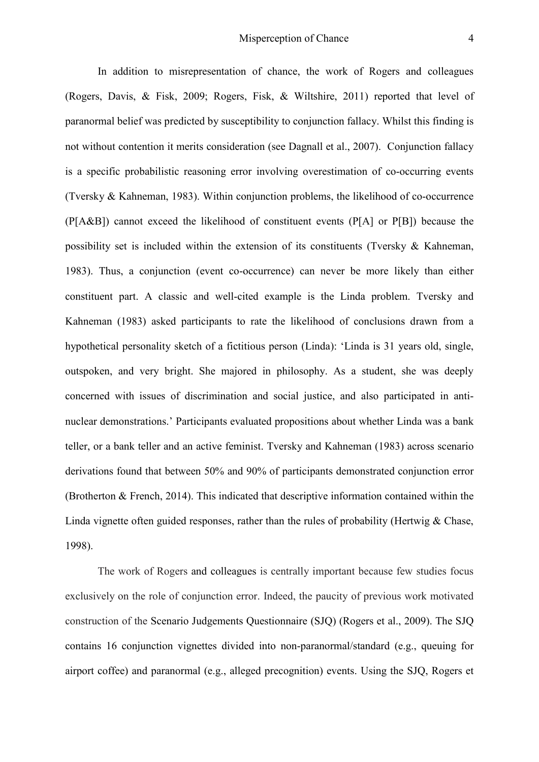In addition to misrepresentation of chance, the work of Rogers and colleagues (Rogers, Davis, & Fisk, 2009; Rogers, Fisk, & Wiltshire, 2011) reported that level of paranormal belief was predicted by susceptibility to conjunction fallacy. Whilst this finding is not without contention it merits consideration (see Dagnall et al., 2007). Conjunction fallacy is a specific probabilistic reasoning error involving overestimation of co-occurring events (Tversky & Kahneman, 1983). Within conjunction problems, the likelihood of co-occurrence (P[A&B]) cannot exceed the likelihood of constituent events (P[A] or P[B]) because the possibility set is included within the extension of its constituents (Tversky & Kahneman, 1983). Thus, a conjunction (event co-occurrence) can never be more likely than either constituent part. A classic and well-cited example is the Linda problem. Tversky and Kahneman (1983) asked participants to rate the likelihood of conclusions drawn from a hypothetical personality sketch of a fictitious person (Linda): 'Linda is 31 years old, single, outspoken, and very bright. She majored in philosophy. As a student, she was deeply concerned with issues of discrimination and social justice, and also participated in anti-nuclear demonstrations.' Participants evaluated propositions about whether Linda was a bank teller, or a bank teller and an active feminist. Tversky and Kahneman (1983) across scenario derivations found that between 50% and 90% of participants demonstrated conjunction error (Brotherton & French, 2014). This indicated that descriptive information contained within the Linda vignette often guided responses, rather than the rules of probability (Hertwig & Chase, 1998).

The work of Rogers and colleagues is centrally important because few studies focus exclusively on the role of conjunction error. Indeed, the paucity of previous work motivated construction of the Scenario Judgements Questionnaire (SJQ) (Rogers et al., 2009). The SJQ contains 16 conjunction vignettes divided into non-paranormal/standard (e.g., queuing for airport coffee) and paranormal (e.g., alleged precognition) events. Using the SJQ, Rogers et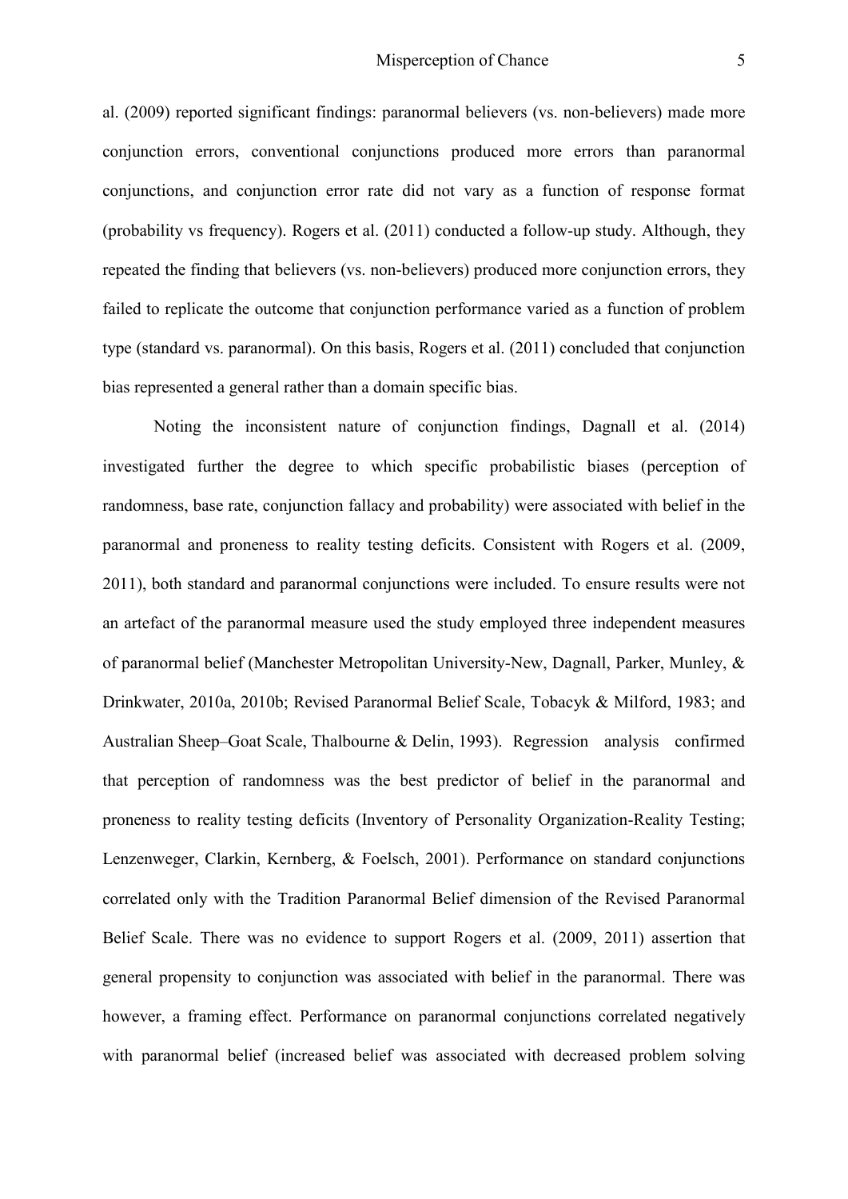al. (2009) reported significant findings: paranormal believers (vs. non-believers) made more conjunction errors, conventional conjunctions produced more errors than paranormal conjunctions, and conjunction error rate did not vary as a function of response format (probability vs frequency). Rogers et al. (2011) conducted a follow-up study. Although, they repeated the finding that believers (vs. non-believers) produced more conjunction errors, they failed to replicate the outcome that conjunction performance varied as a function of problem type (standard vs. paranormal). On this basis, Rogers et al. (2011) concluded that conjunction bias represented a general rather than a domain specific bias.

Noting the inconsistent nature of conjunction findings, Dagnall et al. (2014) investigated further the degree to which specific probabilistic biases (perception of randomness, base rate, conjunction fallacy and probability) were associated with belief in the paranormal and proneness to reality testing deficits. Consistent with Rogers et al. (2009, 2011), both standard and paranormal conjunctions were included. To ensure results were not an artefact of the paranormal measure used the study employed three independent measures of paranormal belief (Manchester Metropolitan University-New, Dagnall, Parker, Munley, & Drinkwater, 2010a, 2010b; Revised Paranormal Belief Scale, Tobacyk & Milford, 1983; and Australian Sheep–Goat Scale, Thalbourne & Delin, 1993). Regression analysis confirmed that perception of randomness was the best predictor of belief in the paranormal and proneness to reality testing deficits (Inventory of Personality Organization-Reality Testing; Lenzenweger, Clarkin, Kernberg, & Foelsch, 2001). Performance on standard conjunctions correlated only with the Tradition Paranormal Belief dimension of the Revised Paranormal Belief Scale. There was no evidence to support Rogers et al. (2009, 2011) assertion that general propensity to conjunction was associated with belief in the paranormal. There was however, a framing effect. Performance on paranormal conjunctions correlated negatively with paranormal belief (increased belief was associated with decreased problem solving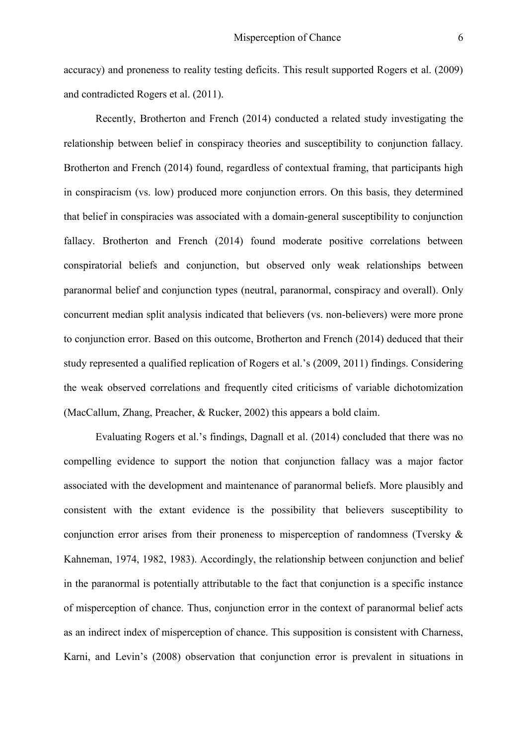accuracy) and proneness to reality testing deficits. This result supported Rogers et al. (2009) and contradicted Rogers et al. (2011).

Recently, Brotherton and French (2014) conducted a related study investigating the relationship between belief in conspiracy theories and susceptibility to conjunction fallacy. Brotherton and French (2014) found, regardless of contextual framing, that participants high in conspiracism (vs. low) produced more conjunction errors. On this basis, they determined that belief in conspiracies was associated with a domain-general susceptibility to conjunction fallacy. Brotherton and French (2014) found moderate positive correlations between conspiratorial beliefs and conjunction, but observed only weak relationships between paranormal belief and conjunction types (neutral, paranormal, conspiracy and overall). Only concurrent median split analysis indicated that believers (vs. non-believers) were more prone to conjunction error. Based on this outcome, Brotherton and French (2014) deduced that their study represented a qualified replication of Rogers et al.'s (2009, 2011) findings. Considering the weak observed correlations and frequently cited criticisms of variable dichotomization (MacCallum, Zhang, Preacher, & Rucker, 2002) this appears a bold claim.

Evaluating Rogers et al.'s findings, Dagnall et al. (2014) concluded that there was no compelling evidence to support the notion that conjunction fallacy was a major factor associated with the development and maintenance of paranormal beliefs. More plausibly and consistent with the extant evidence is the possibility that believers susceptibility to conjunction error arises from their proneness to misperception of randomness (Tversky & Kahneman, 1974, 1982, 1983). Accordingly, the relationship between conjunction and belief in the paranormal is potentially attributable to the fact that conjunction is a specific instance of misperception of chance. Thus, conjunction error in the context of paranormal belief acts as an indirect index of misperception of chance. This supposition is consistent with Charness, Karni, and Levin's (2008) observation that conjunction error is prevalent in situations in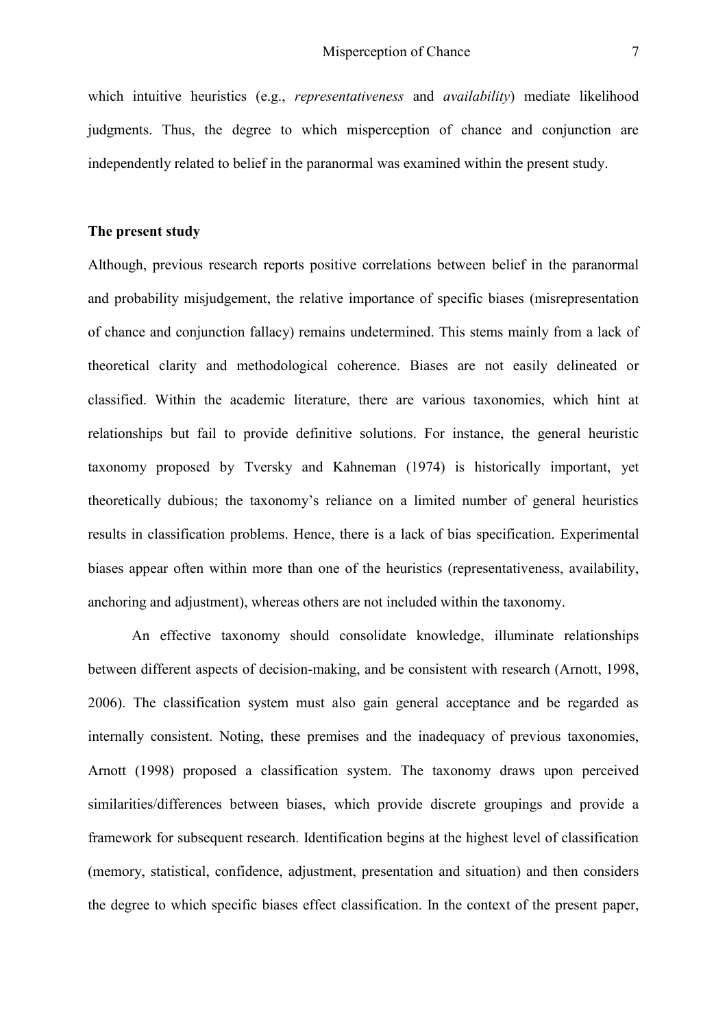which intuitive heuristics (e.g., *representativeness* and *availability*) mediate likelihood judgments. Thus, the degree to which misperception of chance and conjunction are independently related to belief in the paranormal was examined within the present study.

**The present study**

Although, previous research reports positive correlations between belief in the paranormal and probability misjudgement, the relative importance of specific biases (misrepresentation of chance and conjunction fallacy) remains undetermined. This stems mainly from a lack of theoretical clarity and methodological coherence. Biases are not easily delineated or classified. Within the academic literature, there are various taxonomies, which hint at relationships but fail to provide definitive solutions. For instance, the general heuristic taxonomy proposed by Tversky and Kahneman (1974) is historically important, yet theoretically dubious; the taxonomy's reliance on a limited number of general heuristics results in classification problems. Hence, there is a lack of bias specification. Experimental biases appear often within more than one of the heuristics (representativeness, availability, anchoring and adjustment), whereas others are not included within the taxonomy.

An effective taxonomy should consolidate knowledge, illuminate relationships between different aspects of decision-making, and be consistent with research (Arnott, 1998, 2006). The classification system must also gain general acceptance and be regarded as internally consistent. Noting, these premises and the inadequacy of previous taxonomies, Arnott (1998) proposed a classification system. The taxonomy draws upon perceived similarities/differences between biases, which provide discrete groupings and provide a framework for subsequent research. Identification begins at the highest level of classification (memory, statistical, confidence, adjustment, presentation and situation) and then considers the degree to which specific biases effect classification. In the context of the present paper,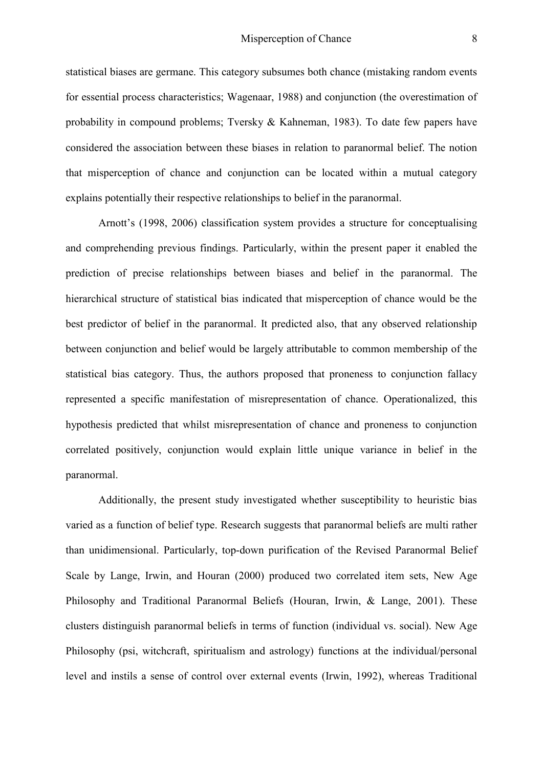statistical biases are germane. This category subsumes both chance (mistaking random events for essential process characteristics; Wagenaar, 1988) and conjunction (the overestimation of probability in compound problems; Tversky & Kahneman, 1983). To date few papers have considered the association between these biases in relation to paranormal belief. The notion that misperception of chance and conjunction can be located within a mutual category explains potentially their respective relationships to belief in the paranormal.

Arnott's (1998, 2006) classification system provides a structure for conceptualising and comprehending previous findings. Particularly, within the present paper it enabled the prediction of precise relationships between biases and belief in the paranormal. The hierarchical structure of statistical bias indicated that misperception of chance would be the best predictor of belief in the paranormal. It predicted also, that any observed relationship between conjunction and belief would be largely attributable to common membership of the statistical bias category. Thus, the authors proposed that proneness to conjunction fallacy represented a specific manifestation of misrepresentation of chance. Operationalized, this hypothesis predicted that whilst misrepresentation of chance and proneness to conjunction correlated positively, conjunction would explain little unique variance in belief in the paranormal.

Additionally, the present study investigated whether susceptibility to heuristic bias varied as a function of belief type. Research suggests that paranormal beliefs are multi rather than unidimensional. Particularly, top-down purification of the Revised Paranormal Belief Scale by Lange, Irwin, and Houran (2000) produced two correlated item sets, New Age Philosophy and Traditional Paranormal Beliefs (Houran, Irwin, & Lange, 2001). These clusters distinguish paranormal beliefs in terms of function (individual vs. social). New Age Philosophy (psi, witchcraft, spiritualism and astrology) functions at the individual/personal level and instils a sense of control over external events (Irwin, 1992), whereas Traditional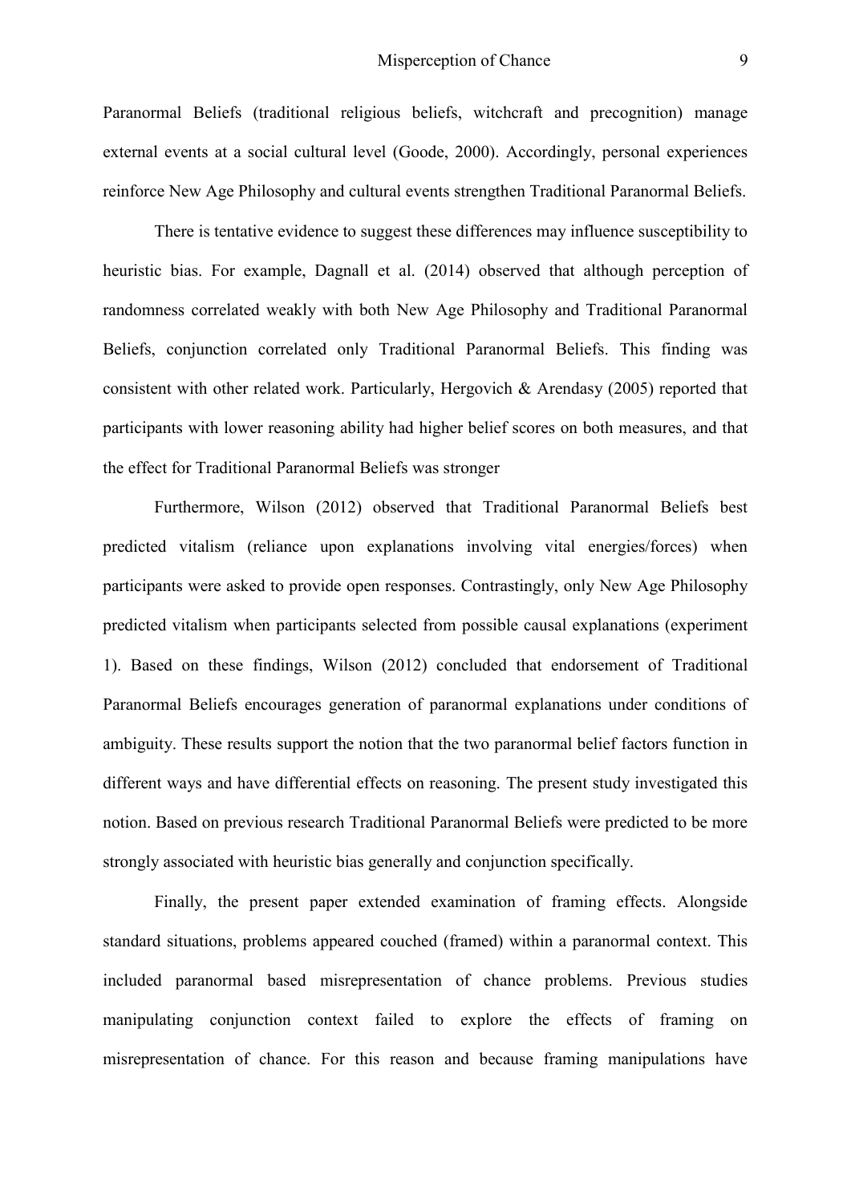Paranormal Beliefs (traditional religious beliefs, witchcraft and precognition) manage external events at a social cultural level (Goode, 2000). Accordingly, personal experiences reinforce New Age Philosophy and cultural events strengthen Traditional Paranormal Beliefs.

There is tentative evidence to suggest these differences may influence susceptibility to heuristic bias. For example, Dagnall et al. (2014) observed that although perception of randomness correlated weakly with both New Age Philosophy and Traditional Paranormal Beliefs, conjunction correlated only Traditional Paranormal Beliefs. This finding was consistent with other related work. Particularly, Hergovich & Arendasy (2005) reported that participants with lower reasoning ability had higher belief scores on both measures, and that the effect for Traditional Paranormal Beliefs was stronger

Furthermore, Wilson (2012) observed that Traditional Paranormal Beliefs best predicted vitalism (reliance upon explanations involving vital energies/forces) when participants were asked to provide open responses. Contrastingly, only New Age Philosophy predicted vitalism when participants selected from possible causal explanations (experiment 1). Based on these findings, Wilson (2012) concluded that endorsement of Traditional Paranormal Beliefs encourages generation of paranormal explanations under conditions of ambiguity. These results support the notion that the two paranormal belief factors function in different ways and have differential effects on reasoning. The present study investigated this notion. Based on previous research Traditional Paranormal Beliefs were predicted to be more strongly associated with heuristic bias generally and conjunction specifically.

Finally, the present paper extended examination of framing effects. Alongside standard situations, problems appeared couched (framed) within a paranormal context. This included paranormal based misrepresentation of chance problems. Previous studies manipulating conjunction context failed to explore the effects of framing on misrepresentation of chance. For this reason and because framing manipulations have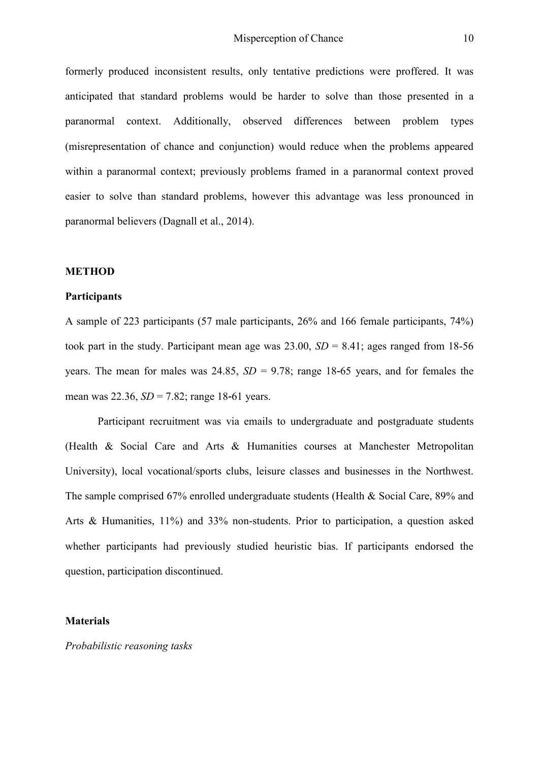formerly produced inconsistent results, only tentative predictions were proffered. It was anticipated that standard problems would be harder to solve than those presented in a paranormal context. Additionally, observed differences between problem types (misrepresentation of chance and conjunction) would reduce when the problems appeared within a paranormal context; previously problems framed in a paranormal context proved easier to solve than standard problems, however this advantage was less pronounced in paranormal believers (Dagnall et al., 2014).

## METHOD

### Participants

A sample of 223 participants (57 male participants, 26% and 166 female participants, 74%) took part in the study. Participant mean age was 23.00, *SD* = 8.41; ages ranged from 18-56 years. The mean for males was 24.85, *SD* = 9.78; range 18-65 years, and for females the mean was 22.36, *SD* = 7.82; range 18-61 years.

Participant recruitment was via emails to undergraduate and postgraduate students (Health & Social Care and Arts & Humanities courses at Manchester Metropolitan University), local vocational/sports clubs, leisure classes and businesses in the Northwest. The sample comprised 67% enrolled undergraduate students (Health & Social Care, 89% and Arts & Humanities, 11%) and 33% non-students. Prior to participation, a question asked whether participants had previously studied heuristic bias. If participants endorsed the question, participation discontinued.

### Materials

*Probabilistic reasoning tasks*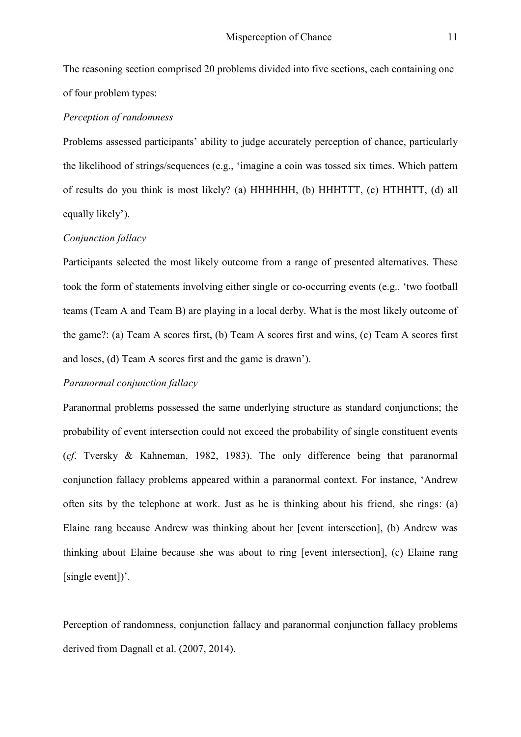The reasoning section comprised 20 problems divided into five sections, each containing one of four problem types:

*Perception of randomness*

Problems assessed participants' ability to judge accurately perception of chance, particularly the likelihood of strings/sequences (e.g., 'imagine a coin was tossed six times. Which pattern of results do you think is most likely? (a) HHHHHH, (b) HHHTTT, (c) HTHHTT, (d) all equally likely').

*Conjunction fallacy*

Participants selected the most likely outcome from a range of presented alternatives. These took the form of statements involving either single or co-occurring events (e.g., 'two football teams (Team A and Team B) are playing in a local derby. What is the most likely outcome of the game?: (a) Team A scores first, (b) Team A scores first and wins, (c) Team A scores first and loses, (d) Team A scores first and the game is drawn').

*Paranormal conjunction fallacy*

Paranormal problems possessed the same underlying structure as standard conjunctions; the probability of event intersection could not exceed the probability of single constituent events (*cf*. Tversky & Kahneman, 1982, 1983). The only difference being that paranormal conjunction fallacy problems appeared within a paranormal context. For instance, 'Andrew often sits by the telephone at work. Just as he is thinking about his friend, she rings: (a) Elaine rang because Andrew was thinking about her [event intersection], (b) Andrew was thinking about Elaine because she was about to ring [event intersection], (c) Elaine rang [single event])'.

Perception of randomness, conjunction fallacy and paranormal conjunction fallacy problems derived from Dagnall et al. (2007, 2014).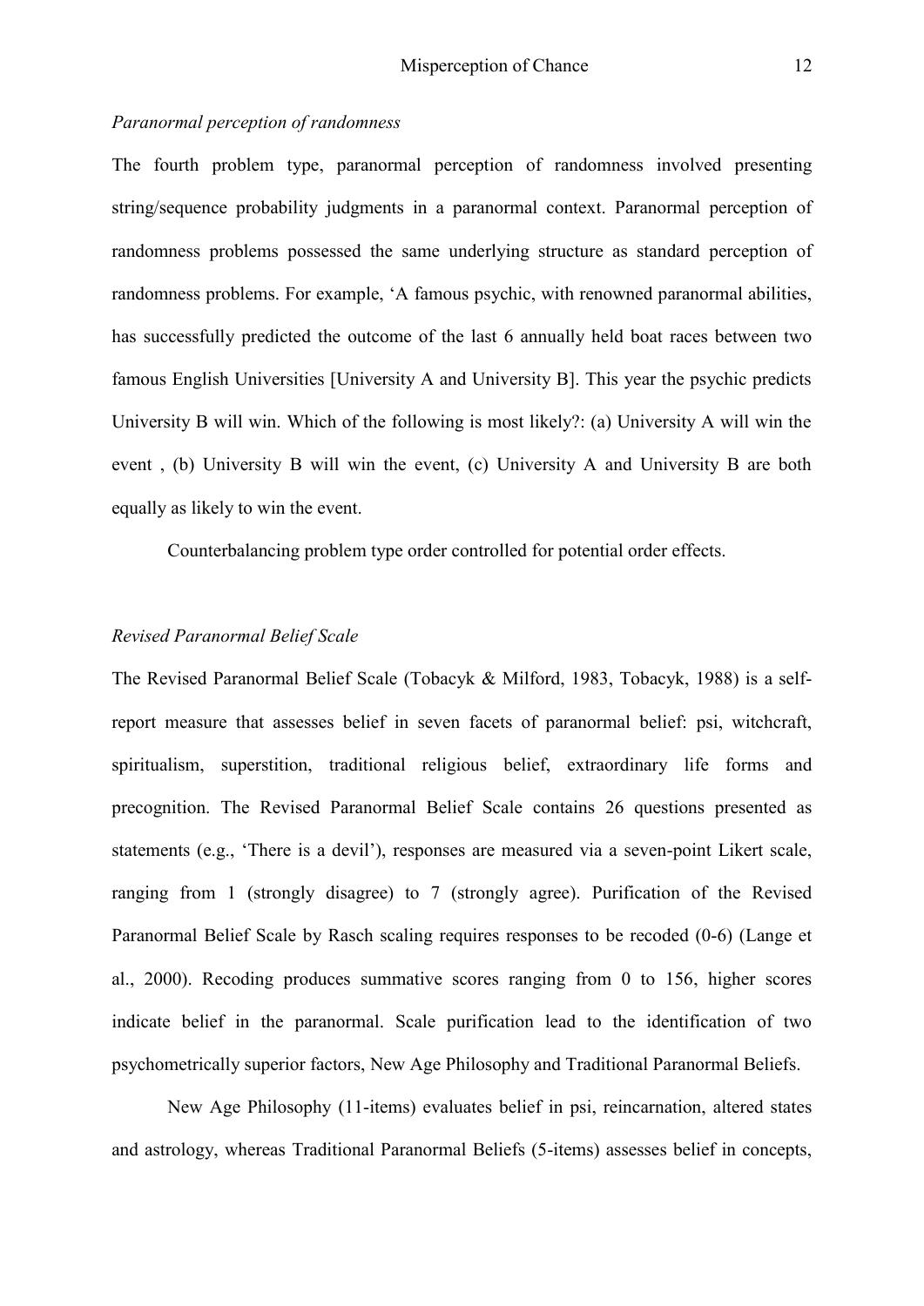*Paranormal perception of randomness*

The fourth problem type, paranormal perception of randomness involved presenting string/sequence probability judgments in a paranormal context. Paranormal perception of randomness problems possessed the same underlying structure as standard perception of randomness problems. For example, 'A famous psychic, with renowned paranormal abilities, has successfully predicted the outcome of the last 6 annually held boat races between two famous English Universities [University A and University B]. This year the psychic predicts University B will win. Which of the following is most likely?: (a) University A will win the event , (b) University B will win the event, (c) University A and University B are both equally as likely to win the event.

Counterbalancing problem type order controlled for potential order effects.

*Revised Paranormal Belief Scale*

The Revised Paranormal Belief Scale (Tobacyk & Milford, 1983, Tobacyk, 1988) is a self-report measure that assesses belief in seven facets of paranormal belief: psi, witchcraft, spiritualism, superstition, traditional religious belief, extraordinary life forms and precognition. The Revised Paranormal Belief Scale contains 26 questions presented as statements (e.g., 'There is a devil'), responses are measured via a seven-point Likert scale, ranging from 1 (strongly disagree) to 7 (strongly agree). Purification of the Revised Paranormal Belief Scale by Rasch scaling requires responses to be recoded (0-6) (Lange et al., 2000). Recoding produces summative scores ranging from 0 to 156, higher scores indicate belief in the paranormal. Scale purification lead to the identification of two psychometrically superior factors, New Age Philosophy and Traditional Paranormal Beliefs.

New Age Philosophy (11-items) evaluates belief in psi, reincarnation, altered states and astrology, whereas Traditional Paranormal Beliefs (5-items) assesses belief in concepts,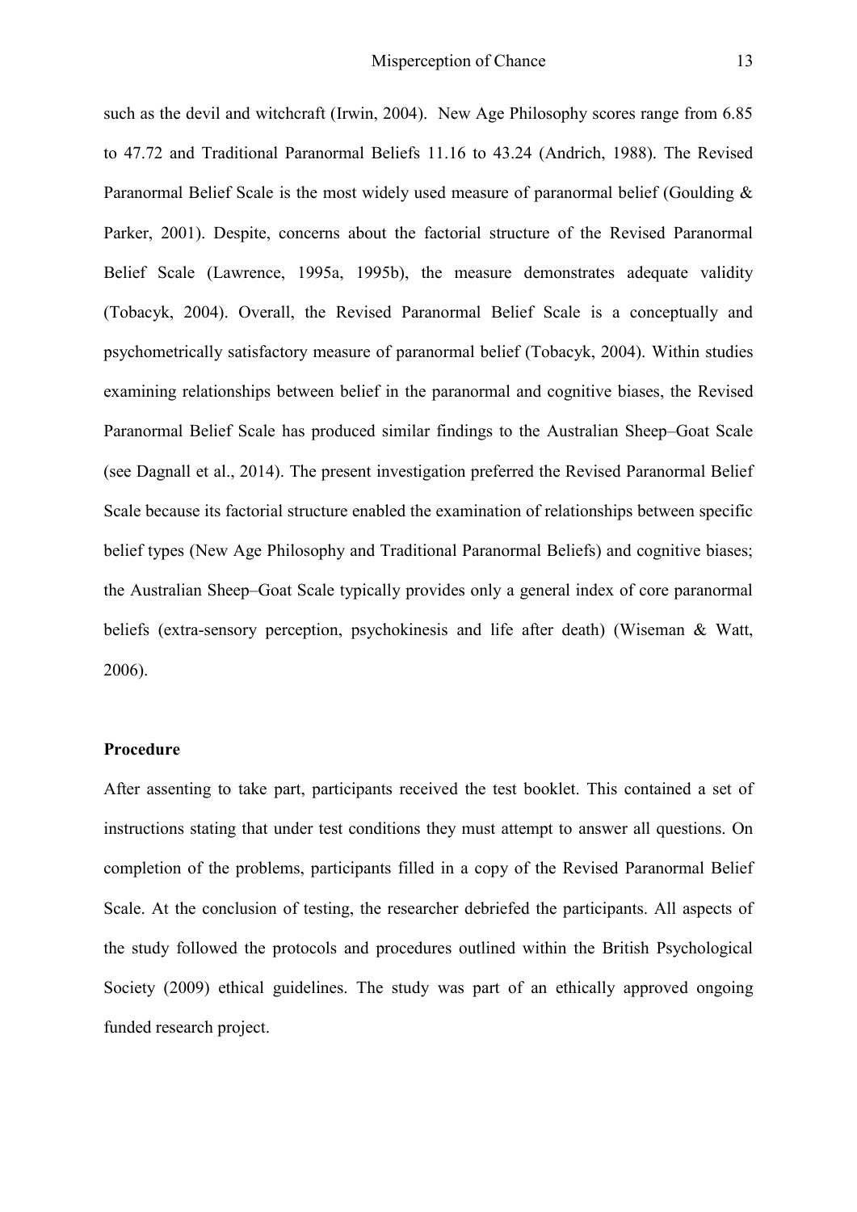such as the devil and witchcraft (Irwin, 2004). New Age Philosophy scores range from 6.85 to 47.72 and Traditional Paranormal Beliefs 11.16 to 43.24 (Andrich, 1988). The Revised Paranormal Belief Scale is the most widely used measure of paranormal belief (Goulding & Parker, 2001). Despite, concerns about the factorial structure of the Revised Paranormal Belief Scale (Lawrence, 1995a, 1995b), the measure demonstrates adequate validity (Tobacyk, 2004). Overall, the Revised Paranormal Belief Scale is a conceptually and psychometrically satisfactory measure of paranormal belief (Tobacyk, 2004). Within studies examining relationships between belief in the paranormal and cognitive biases, the Revised Paranormal Belief Scale has produced similar findings to the Australian Sheep–Goat Scale (see Dagnall et al., 2014). The present investigation preferred the Revised Paranormal Belief Scale because its factorial structure enabled the examination of relationships between specific belief types (New Age Philosophy and Traditional Paranormal Beliefs) and cognitive biases; the Australian Sheep–Goat Scale typically provides only a general index of core paranormal beliefs (extra-sensory perception, psychokinesis and life after death) (Wiseman & Watt, 2006).

**Procedure**

After assenting to take part, participants received the test booklet. This contained a set of instructions stating that under test conditions they must attempt to answer all questions. On completion of the problems, participants filled in a copy of the Revised Paranormal Belief Scale. At the conclusion of testing, the researcher debriefed the participants. All aspects of the study followed the protocols and procedures outlined within the British Psychological Society (2009) ethical guidelines. The study was part of an ethically approved ongoing funded research project.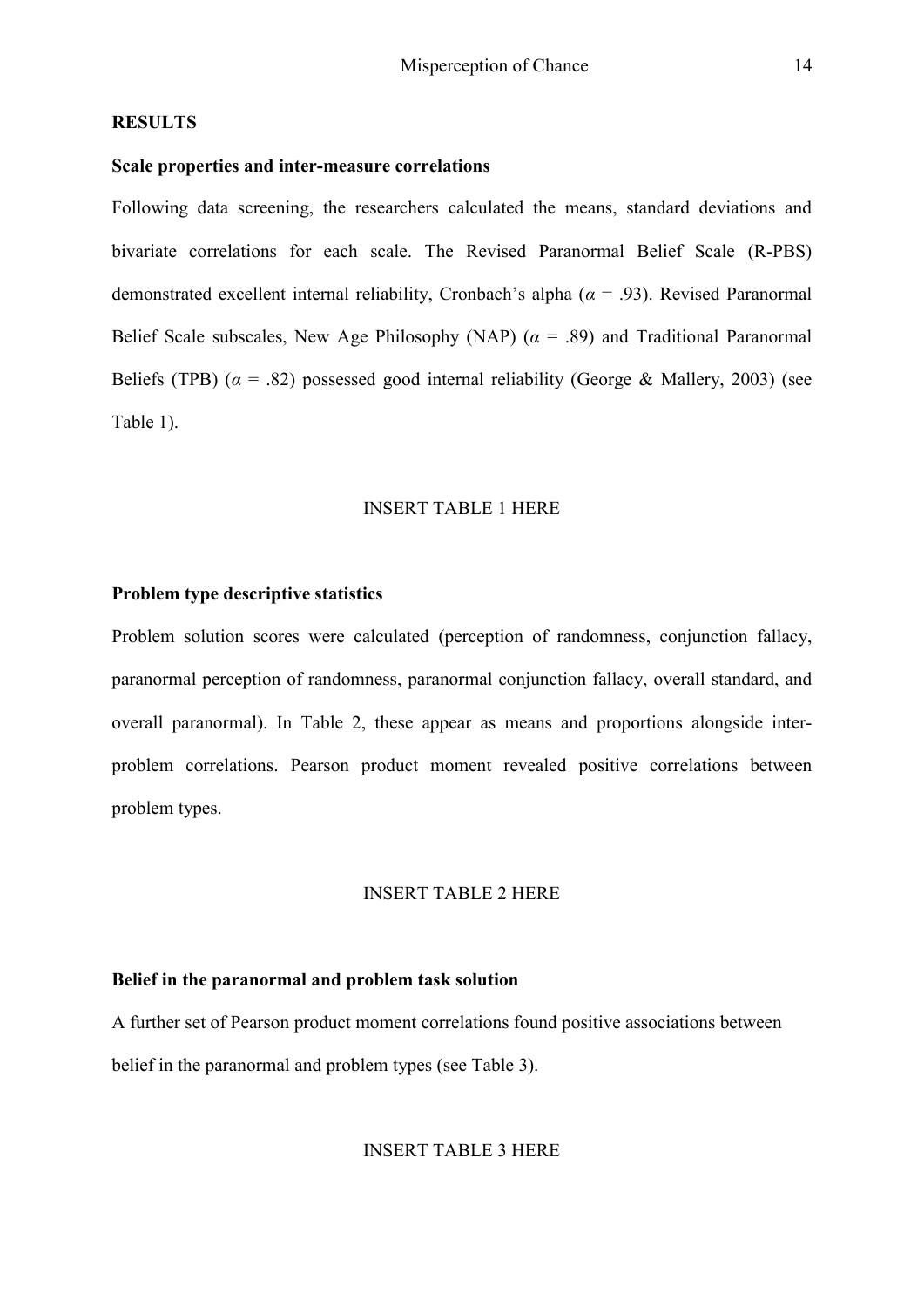## RESULTS

### Scale properties and inter-measure correlations

Following data screening, the researchers calculated the means, standard deviations and bivariate correlations for each scale. The Revised Paranormal Belief Scale (R-PBS) demonstrated excellent internal reliability, Cronbach's alpha ($\alpha$ = .93). Revised Paranormal Belief Scale subscales, New Age Philosophy (NAP) ($\alpha$ = .89) and Traditional Paranormal Beliefs (TPB) ($\alpha$ = .82) possessed good internal reliability (George & Mallery, 2003) (see Table 1).

INSERT TABLE 1 HERE

### Problem type descriptive statistics

Problem solution scores were calculated (perception of randomness, conjunction fallacy, paranormal perception of randomness, paranormal conjunction fallacy, overall standard, and overall paranormal). In Table 2, these appear as means and proportions alongside inter-problem correlations. Pearson product moment revealed positive correlations between problem types.

INSERT TABLE 2 HERE

### Belief in the paranormal and problem task solution

A further set of Pearson product moment correlations found positive associations between belief in the paranormal and problem types (see Table 3).

INSERT TABLE 3 HERE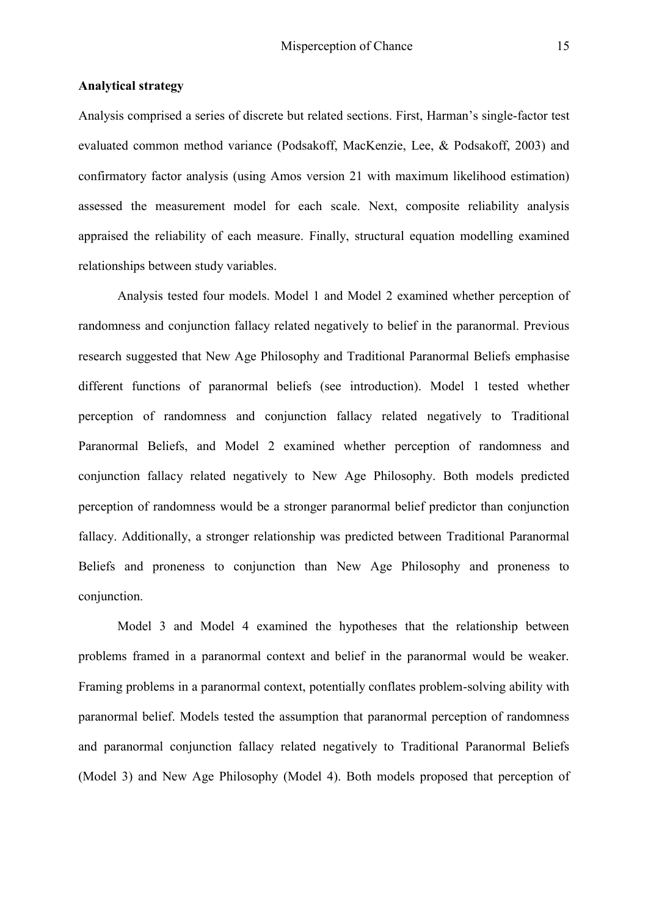**Analytical strategy**

Analysis comprised a series of discrete but related sections. First, Harman's single-factor test evaluated common method variance (Podsakoff, MacKenzie, Lee, & Podsakoff, 2003) and confirmatory factor analysis (using Amos version 21 with maximum likelihood estimation) assessed the measurement model for each scale. Next, composite reliability analysis appraised the reliability of each measure. Finally, structural equation modelling examined relationships between study variables.

Analysis tested four models. Model 1 and Model 2 examined whether perception of randomness and conjunction fallacy related negatively to belief in the paranormal. Previous research suggested that New Age Philosophy and Traditional Paranormal Beliefs emphasise different functions of paranormal beliefs (see introduction). Model 1 tested whether perception of randomness and conjunction fallacy related negatively to Traditional Paranormal Beliefs, and Model 2 examined whether perception of randomness and conjunction fallacy related negatively to New Age Philosophy. Both models predicted perception of randomness would be a stronger paranormal belief predictor than conjunction fallacy. Additionally, a stronger relationship was predicted between Traditional Paranormal Beliefs and proneness to conjunction than New Age Philosophy and proneness to conjunction.

Model 3 and Model 4 examined the hypotheses that the relationship between problems framed in a paranormal context and belief in the paranormal would be weaker. Framing problems in a paranormal context, potentially conflates problem-solving ability with paranormal belief. Models tested the assumption that paranormal perception of randomness and paranormal conjunction fallacy related negatively to Traditional Paranormal Beliefs (Model 3) and New Age Philosophy (Model 4). Both models proposed that perception of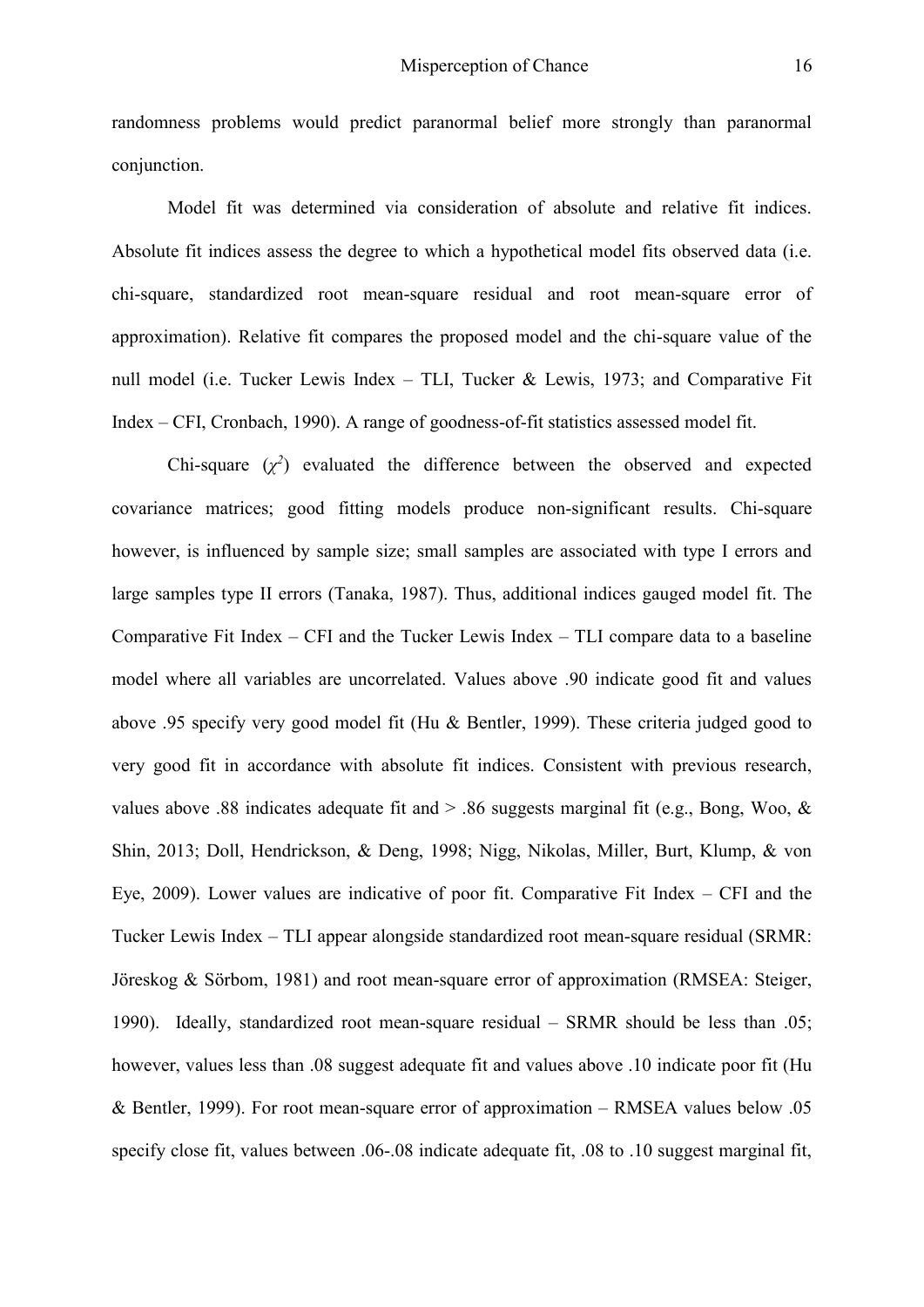randomness problems would predict paranormal belief more strongly than paranormal conjunction.

Model fit was determined via consideration of absolute and relative fit indices. Absolute fit indices assess the degree to which a hypothetical model fits observed data (i.e. chi-square, standardized root mean-square residual and root mean-square error of approximation). Relative fit compares the proposed model and the chi-square value of the null model (i.e. Tucker Lewis Index – TLI, Tucker & Lewis, 1973; and Comparative Fit Index – CFI, Cronbach, 1990). A range of goodness-of-fit statistics assessed model fit.

Chi-square ($\chi^2$) evaluated the difference between the observed and expected covariance matrices; good fitting models produce non-significant results. Chi-square however, is influenced by sample size; small samples are associated with type I errors and large samples type II errors (Tanaka, 1987). Thus, additional indices gauged model fit. The Comparative Fit Index – CFI and the Tucker Lewis Index – TLI compare data to a baseline model where all variables are uncorrelated. Values above .90 indicate good fit and values above .95 specify very good model fit (Hu & Bentler, 1999). These criteria judged good to very good fit in accordance with absolute fit indices. Consistent with previous research, values above .88 indicates adequate fit and > .86 suggests marginal fit (e.g., Bong, Woo, & Shin, 2013; Doll, Hendrickson, & Deng, 1998; Nigg, Nikolas, Miller, Burt, Klump, & von Eye, 2009). Lower values are indicative of poor fit. Comparative Fit Index – CFI and the Tucker Lewis Index – TLI appear alongside standardized root mean-square residual (SRMR: Jöreskog & Sörbom, 1981) and root mean-square error of approximation (RMSEA: Steiger, 1990). Ideally, standardized root mean-square residual – SRMR should be less than .05; however, values less than .08 suggest adequate fit and values above .10 indicate poor fit (Hu & Bentler, 1999). For root mean-square error of approximation – RMSEA values below .05 specify close fit, values between .06-.08 indicate adequate fit, .08 to .10 suggest marginal fit,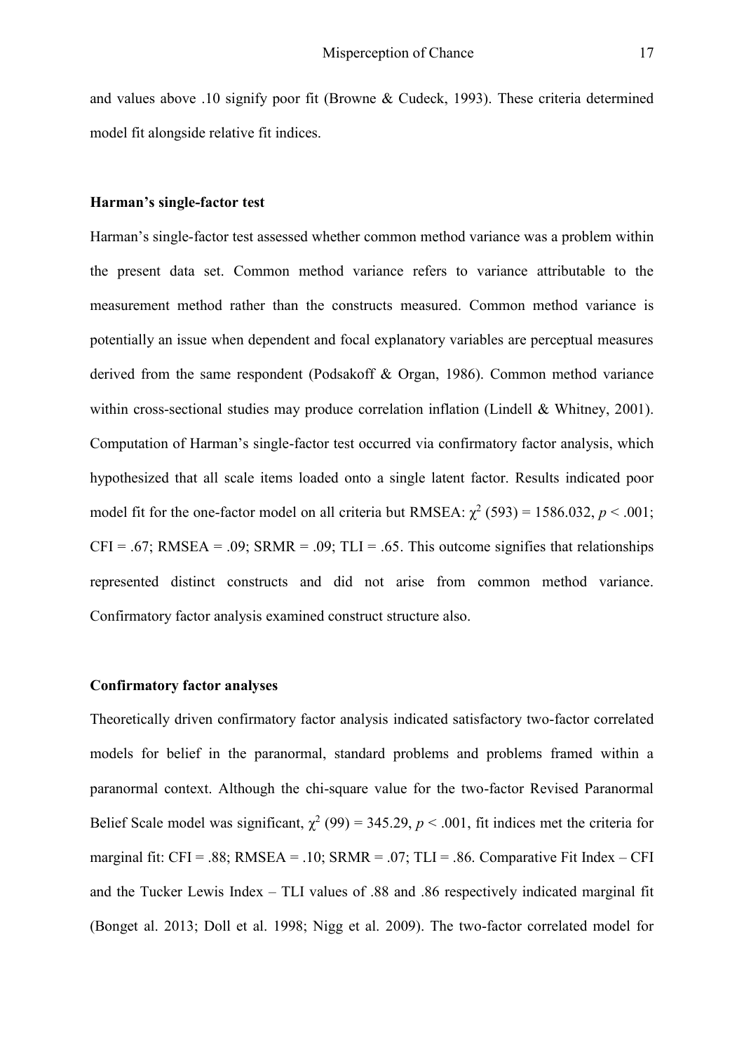and values above .10 signify poor fit (Browne & Cudeck, 1993). These criteria determined model fit alongside relative fit indices.

**Harman's single-factor test**

Harman's single-factor test assessed whether common method variance was a problem within the present data set. Common method variance refers to variance attributable to the measurement method rather than the constructs measured. Common method variance is potentially an issue when dependent and focal explanatory variables are perceptual measures derived from the same respondent (Podsakoff & Organ, 1986). Common method variance within cross-sectional studies may produce correlation inflation (Lindell & Whitney, 2001). Computation of Harman's single-factor test occurred via confirmatory factor analysis, which hypothesized that all scale items loaded onto a single latent factor. Results indicated poor model fit for the one-factor model on all criteria but RMSEA: $\chi^2$ (593) = 1586.032, $p < .001$; CFI = .67; RMSEA = .09; SRMR = .09; TLI = .65. This outcome signifies that relationships represented distinct constructs and did not arise from common method variance. Confirmatory factor analysis examined construct structure also.

**Confirmatory factor analyses**

Theoretically driven confirmatory factor analysis indicated satisfactory two-factor correlated models for belief in the paranormal, standard problems and problems framed within a paranormal context. Although the chi-square value for the two-factor Revised Paranormal Belief Scale model was significant, $\chi^2$ (99) = 345.29, $p < .001$, fit indices met the criteria for marginal fit: CFI = .88; RMSEA = .10; SRMR = .07; TLI = .86. Comparative Fit Index – CFI and the Tucker Lewis Index – TLI values of .88 and .86 respectively indicated marginal fit (Bonget al. 2013; Doll et al. 1998; Nigg et al. 2009). The two-factor correlated model for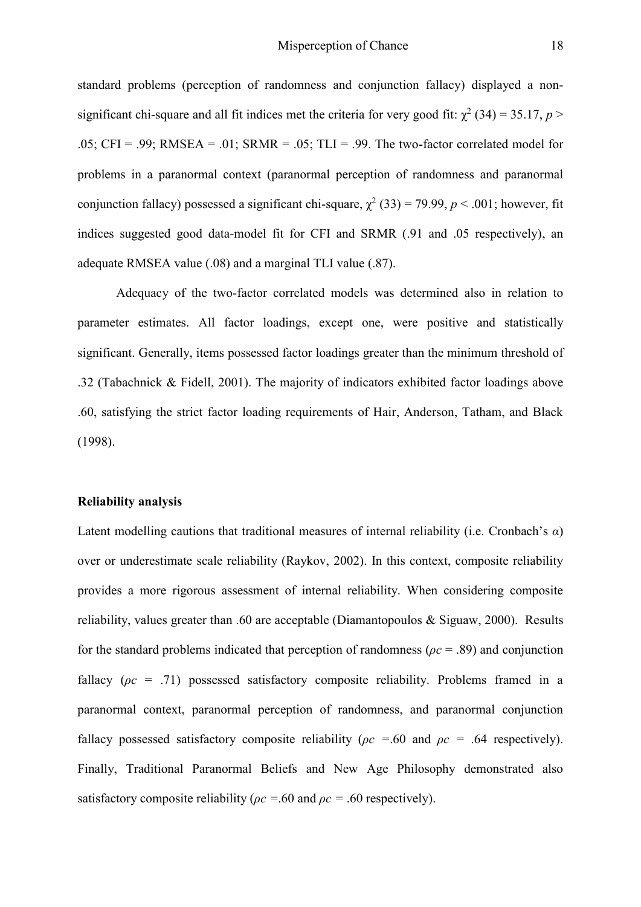standard problems (perception of randomness and conjunction fallacy) displayed a non-significant chi-square and all fit indices met the criteria for very good fit: $\chi^2$ (34) = 35.17, $p$ > .05; CFI = .99; RMSEA = .01; SRMR = .05; TLI = .99. The two-factor correlated model for problems in a paranormal context (paranormal perception of randomness and paranormal conjunction fallacy) possessed a significant chi-square, $\chi^2$ (33) = 79.99, $p$ < .001; however, fit indices suggested good data-model fit for CFI and SRMR (.91 and .05 respectively), an adequate RMSEA value (.08) and a marginal TLI value (.87).

Adequacy of the two-factor correlated models was determined also in relation to parameter estimates. All factor loadings, except one, were positive and statistically significant. Generally, items possessed factor loadings greater than the minimum threshold of .32 (Tabachnick & Fidell, 2001). The majority of indicators exhibited factor loadings above .60, satisfying the strict factor loading requirements of Hair, Anderson, Tatham, and Black (1998).

**Reliability analysis**

Latent modelling cautions that traditional measures of internal reliability (i.e. Cronbach's $\alpha$) over or underestimate scale reliability (Raykov, 2002). In this context, composite reliability provides a more rigorous assessment of internal reliability. When considering composite reliability, values greater than .60 are acceptable (Diamantopoulos & Siguaw, 2000). Results for the standard problems indicated that perception of randomness ($\rho c$ = .89) and conjunction fallacy ($\rho c$ = .71) possessed satisfactory composite reliability. Problems framed in a paranormal context, paranormal perception of randomness, and paranormal conjunction fallacy possessed satisfactory composite reliability ($\rho c$ =.60 and $\rho c$ = .64 respectively). Finally, Traditional Paranormal Beliefs and New Age Philosophy demonstrated also satisfactory composite reliability ($\rho c$ =.60 and $\rho c$ = .60 respectively).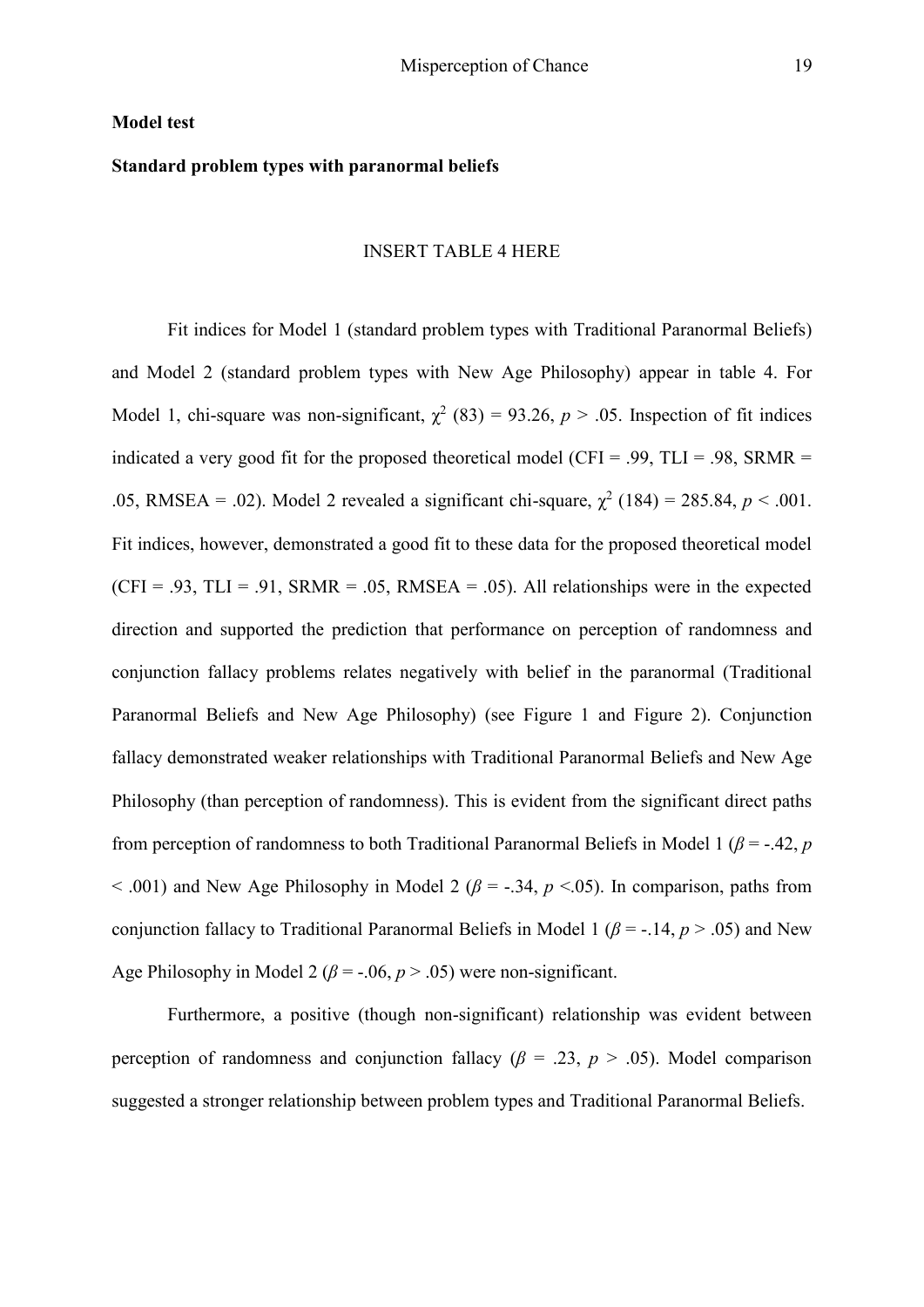**Model test**

**Standard problem types with paranormal beliefs**

INSERT TABLE 4 HERE

Fit indices for Model 1 (standard problem types with Traditional Paranormal Beliefs) and Model 2 (standard problem types with New Age Philosophy) appear in table 4. For Model 1, chi-square was non-significant, $\chi^2$ (83) = 93.26, $p > .05$. Inspection of fit indices indicated a very good fit for the proposed theoretical model (CFI = .99, TLI = .98, SRMR = .05, RMSEA = .02). Model 2 revealed a significant chi-square, $\chi^2$ (184) = 285.84, $p < .001$. Fit indices, however, demonstrated a good fit to these data for the proposed theoretical model (CFI = .93, TLI = .91, SRMR = .05, RMSEA = .05). All relationships were in the expected direction and supported the prediction that performance on perception of randomness and conjunction fallacy problems relates negatively with belief in the paranormal (Traditional Paranormal Beliefs and New Age Philosophy) (see Figure 1 and Figure 2). Conjunction fallacy demonstrated weaker relationships with Traditional Paranormal Beliefs and New Age Philosophy (than perception of randomness). This is evident from the significant direct paths from perception of randomness to both Traditional Paranormal Beliefs in Model 1 ($\beta = -.42$, $p < .001$) and New Age Philosophy in Model 2 ($\beta = -.34$, $p < .05$). In comparison, paths from conjunction fallacy to Traditional Paranormal Beliefs in Model 1 ($\beta = -.14$, $p > .05$) and New Age Philosophy in Model 2 ($\beta = -.06$, $p > .05$) were non-significant.

Furthermore, a positive (though non-significant) relationship was evident between perception of randomness and conjunction fallacy ($\beta = .23$, $p > .05$). Model comparison suggested a stronger relationship between problem types and Traditional Paranormal Beliefs.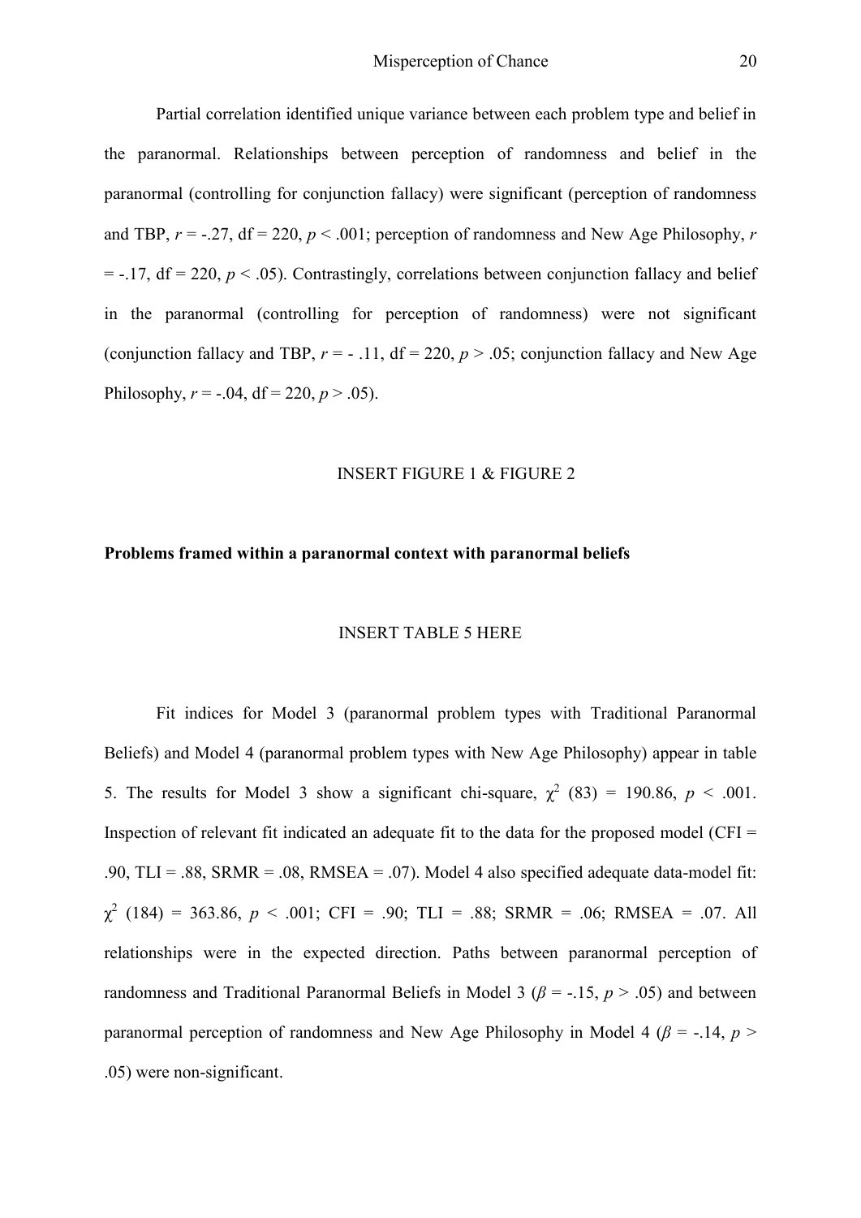Partial correlation identified unique variance between each problem type and belief in the paranormal. Relationships between perception of randomness and belief in the paranormal (controlling for conjunction fallacy) were significant (perception of randomness and TBP, $r$ = -.27, df = 220, $p < .001$; perception of randomness and New Age Philosophy, $r$ = -.17, df = 220, $p < .05$). Contrastingly, correlations between conjunction fallacy and belief in the paranormal (controlling for perception of randomness) were not significant (conjunction fallacy and TBP, $r$ = - .11, df = 220, $p > .05$; conjunction fallacy and New Age Philosophy, $r$ = -.04, df = 220, $p > .05$).

INSERT FIGURE 1 & FIGURE 2

**Problems framed within a paranormal context with paranormal beliefs**

INSERT TABLE 5 HERE

Fit indices for Model 3 (paranormal problem types with Traditional Paranormal Beliefs) and Model 4 (paranormal problem types with New Age Philosophy) appear in table 5. The results for Model 3 show a significant chi-square, $\chi^2$ (83) = 190.86, $p < .001$. Inspection of relevant fit indicated an adequate fit to the data for the proposed model (CFI = .90, TLI = .88, SRMR = .08, RMSEA = .07). Model 4 also specified adequate data-model fit: $\chi^2$ (184) = 363.86, $p < .001$; CFI = .90; TLI = .88; SRMR = .06; RMSEA = .07. All relationships were in the expected direction. Paths between paranormal perception of randomness and Traditional Paranormal Beliefs in Model 3 ($\beta$ = -.15, $p > .05$) and between paranormal perception of randomness and New Age Philosophy in Model 4 ($\beta$ = -.14, $p > .05$) were non-significant.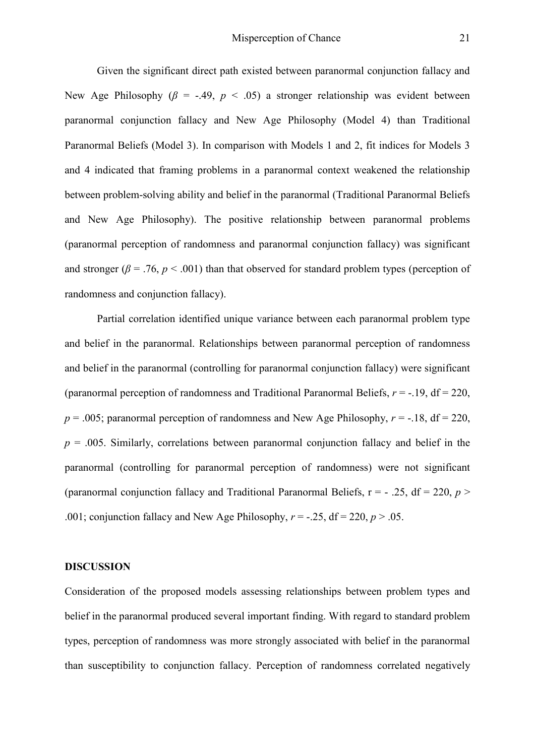Given the significant direct path existed between paranormal conjunction fallacy and New Age Philosophy ($\beta$ = -.49, $p$ < .05) a stronger relationship was evident between paranormal conjunction fallacy and New Age Philosophy (Model 4) than Traditional Paranormal Beliefs (Model 3). In comparison with Models 1 and 2, fit indices for Models 3 and 4 indicated that framing problems in a paranormal context weakened the relationship between problem-solving ability and belief in the paranormal (Traditional Paranormal Beliefs and New Age Philosophy). The positive relationship between paranormal problems (paranormal perception of randomness and paranormal conjunction fallacy) was significant and stronger ($\beta$ = .76, $p$ < .001) than that observed for standard problem types (perception of randomness and conjunction fallacy).

Partial correlation identified unique variance between each paranormal problem type and belief in the paranormal. Relationships between paranormal perception of randomness and belief in the paranormal (controlling for paranormal conjunction fallacy) were significant (paranormal perception of randomness and Traditional Paranormal Beliefs, $r$ = -.19, df = 220, $p$ = .005; paranormal perception of randomness and New Age Philosophy, $r$ = -.18, df = 220, $p$ = .005. Similarly, correlations between paranormal conjunction fallacy and belief in the paranormal (controlling for paranormal perception of randomness) were not significant (paranormal conjunction fallacy and Traditional Paranormal Beliefs, r = - .25, df = 220, $p$ > .001; conjunction fallacy and New Age Philosophy, $r$ = -.25, df = 220, $p$ > .05.

**DISCUSSION**

Consideration of the proposed models assessing relationships between problem types and belief in the paranormal produced several important finding. With regard to standard problem types, perception of randomness was more strongly associated with belief in the paranormal than susceptibility to conjunction fallacy. Perception of randomness correlated negatively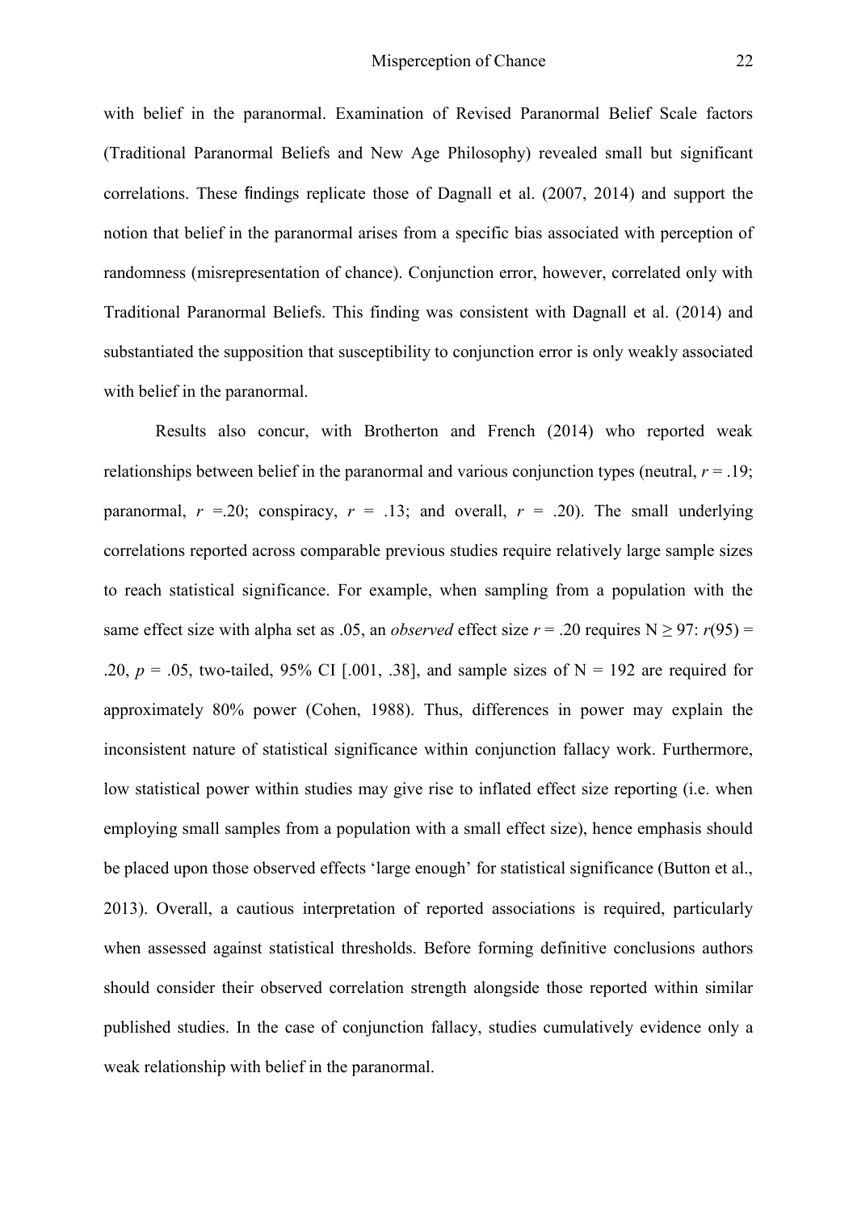with belief in the paranormal. Examination of Revised Paranormal Belief Scale factors (Traditional Paranormal Beliefs and New Age Philosophy) revealed small but significant correlations. These findings replicate those of Dagnall et al. (2007, 2014) and support the notion that belief in the paranormal arises from a specific bias associated with perception of randomness (misrepresentation of chance). Conjunction error, however, correlated only with Traditional Paranormal Beliefs. This finding was consistent with Dagnall et al. (2014) and substantiated the supposition that susceptibility to conjunction error is only weakly associated with belief in the paranormal.

Results also concur, with Brotherton and French (2014) who reported weak relationships between belief in the paranormal and various conjunction types (neutral, $r = .19$; paranormal, $r = .20$; conspiracy, $r = .13$; and overall, $r = .20$). The small underlying correlations reported across comparable previous studies require relatively large sample sizes to reach statistical significance. For example, when sampling from a population with the same effect size with alpha set as .05, an *observed* effect size $r = .20$ requires $N \geq 97$: $r(95) = .20$, $p = .05$, two-tailed, 95% CI [.001, .38], and sample sizes of $N = 192$ are required for approximately 80% power (Cohen, 1988). Thus, differences in power may explain the inconsistent nature of statistical significance within conjunction fallacy work. Furthermore, low statistical power within studies may give rise to inflated effect size reporting (i.e. when employing small samples from a population with a small effect size), hence emphasis should be placed upon those observed effects 'large enough' for statistical significance (Button et al., 2013). Overall, a cautious interpretation of reported associations is required, particularly when assessed against statistical thresholds. Before forming definitive conclusions authors should consider their observed correlation strength alongside those reported within similar published studies. In the case of conjunction fallacy, studies cumulatively evidence only a weak relationship with belief in the paranormal.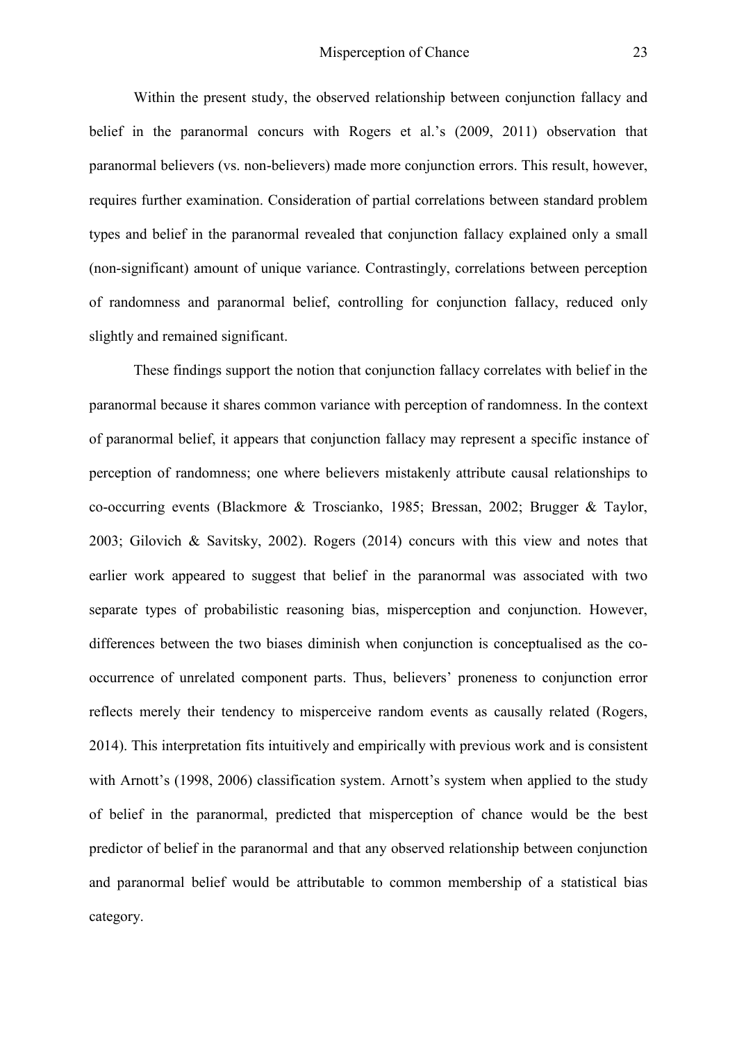Within the present study, the observed relationship between conjunction fallacy and belief in the paranormal concurs with Rogers et al.'s (2009, 2011) observation that paranormal believers (vs. non-believers) made more conjunction errors. This result, however, requires further examination. Consideration of partial correlations between standard problem types and belief in the paranormal revealed that conjunction fallacy explained only a small (non-significant) amount of unique variance. Contrastingly, correlations between perception of randomness and paranormal belief, controlling for conjunction fallacy, reduced only slightly and remained significant.

These findings support the notion that conjunction fallacy correlates with belief in the paranormal because it shares common variance with perception of randomness. In the context of paranormal belief, it appears that conjunction fallacy may represent a specific instance of perception of randomness; one where believers mistakenly attribute causal relationships to co-occurring events (Blackmore & Troscianko, 1985; Bressan, 2002; Brugger & Taylor, 2003; Gilovich & Savitsky, 2002). Rogers (2014) concurs with this view and notes that earlier work appeared to suggest that belief in the paranormal was associated with two separate types of probabilistic reasoning bias, misperception and conjunction. However, differences between the two biases diminish when conjunction is conceptualised as the co-occurrence of unrelated component parts. Thus, believers' proneness to conjunction error reflects merely their tendency to misperceive random events as causally related (Rogers, 2014). This interpretation fits intuitively and empirically with previous work and is consistent with Arnott's (1998, 2006) classification system. Arnott's system when applied to the study of belief in the paranormal, predicted that misperception of chance would be the best predictor of belief in the paranormal and that any observed relationship between conjunction and paranormal belief would be attributable to common membership of a statistical bias category.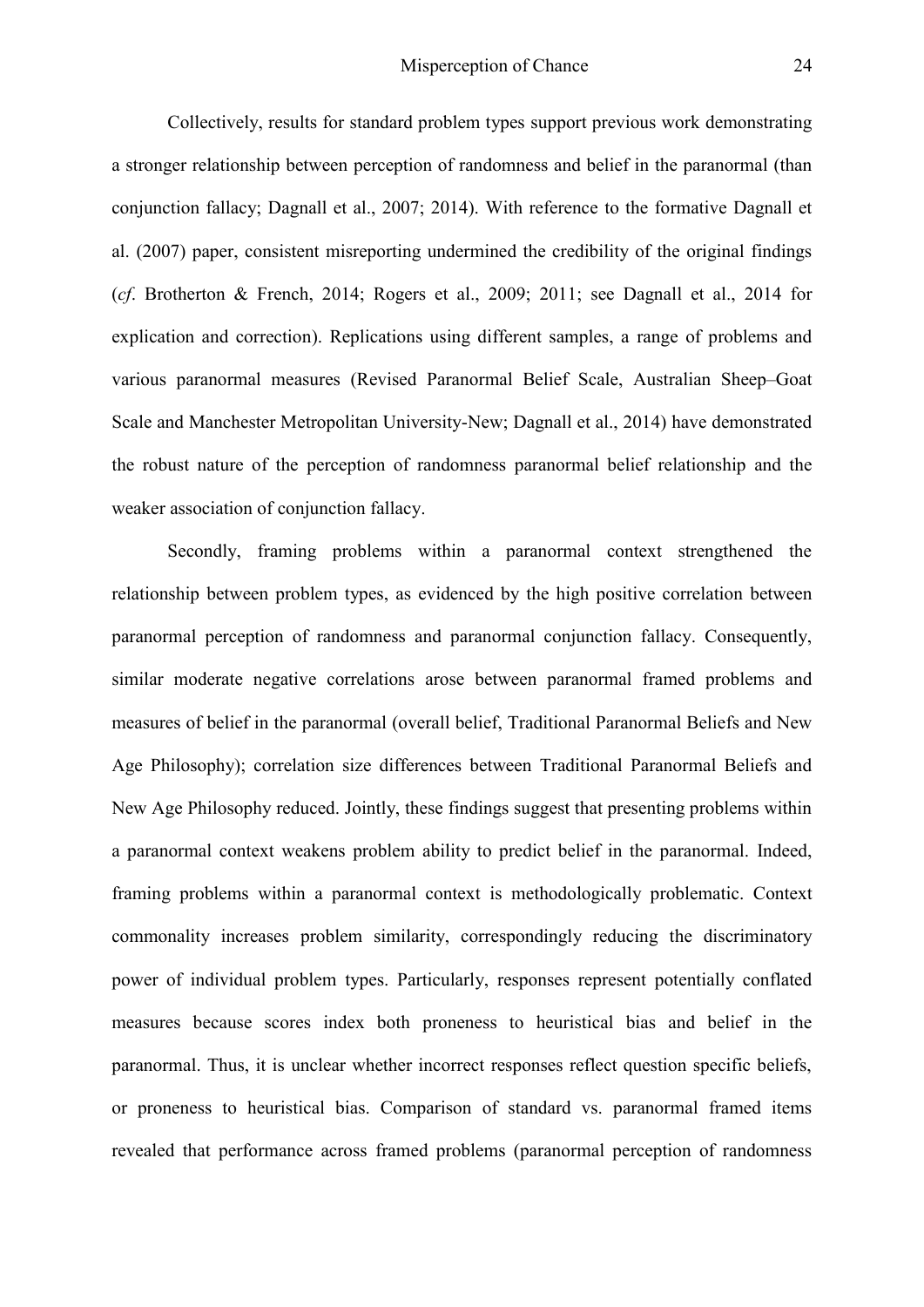Collectively, results for standard problem types support previous work demonstrating a stronger relationship between perception of randomness and belief in the paranormal (than conjunction fallacy; Dagnall et al., 2007; 2014). With reference to the formative Dagnall et al. (2007) paper, consistent misreporting undermined the credibility of the original findings (*cf*. Brotherton & French, 2014; Rogers et al., 2009; 2011; see Dagnall et al., 2014 for explication and correction). Replications using different samples, a range of problems and various paranormal measures (Revised Paranormal Belief Scale, Australian Sheep–Goat Scale and Manchester Metropolitan University-New; Dagnall et al., 2014) have demonstrated the robust nature of the perception of randomness paranormal belief relationship and the weaker association of conjunction fallacy.

Secondly, framing problems within a paranormal context strengthened the relationship between problem types, as evidenced by the high positive correlation between paranormal perception of randomness and paranormal conjunction fallacy. Consequently, similar moderate negative correlations arose between paranormal framed problems and measures of belief in the paranormal (overall belief, Traditional Paranormal Beliefs and New Age Philosophy); correlation size differences between Traditional Paranormal Beliefs and New Age Philosophy reduced. Jointly, these findings suggest that presenting problems within a paranormal context weakens problem ability to predict belief in the paranormal. Indeed, framing problems within a paranormal context is methodologically problematic. Context commonality increases problem similarity, correspondingly reducing the discriminatory power of individual problem types. Particularly, responses represent potentially conflated measures because scores index both proneness to heuristical bias and belief in the paranormal. Thus, it is unclear whether incorrect responses reflect question specific beliefs, or proneness to heuristical bias. Comparison of standard vs. paranormal framed items revealed that performance across framed problems (paranormal perception of randomness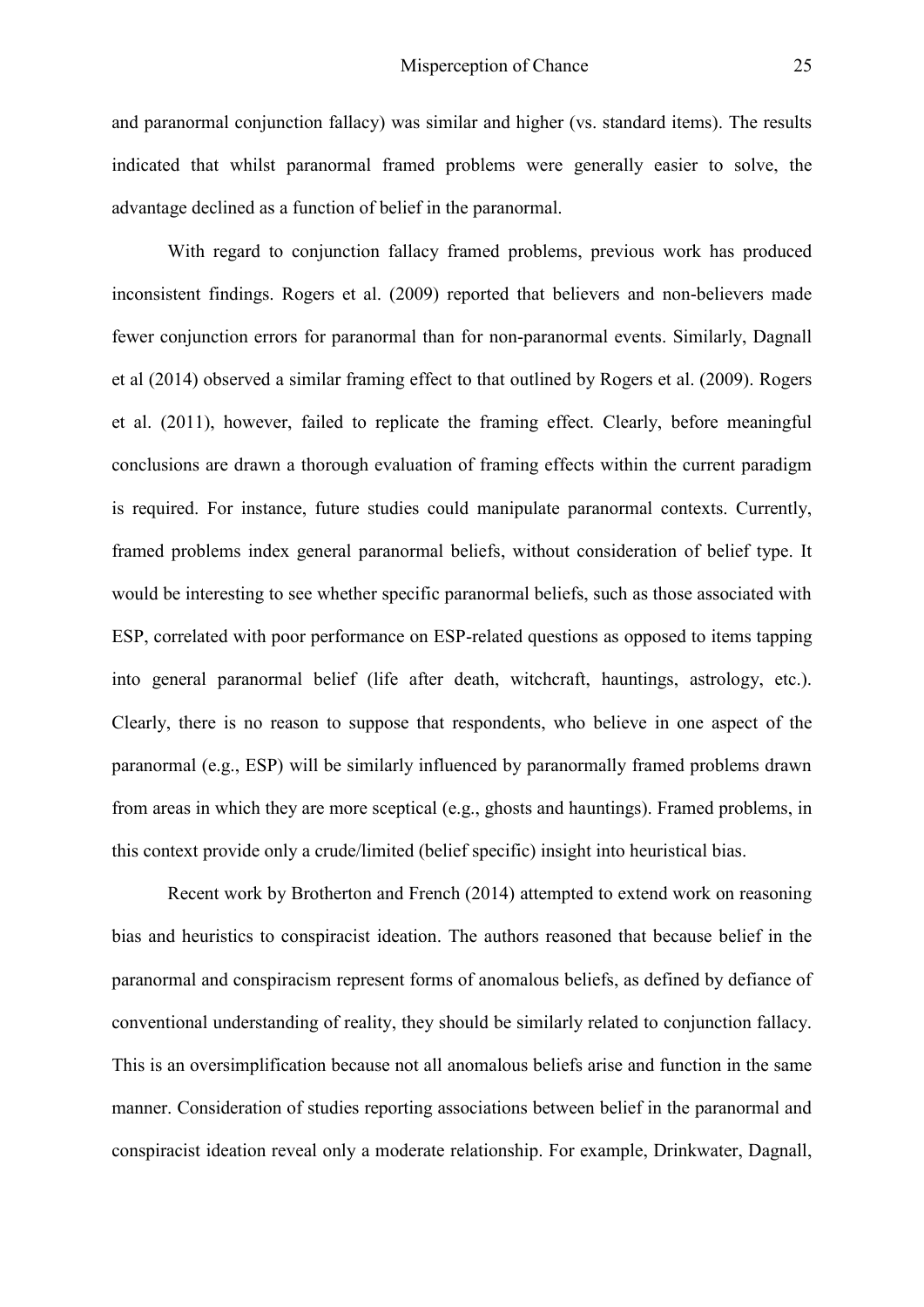and paranormal conjunction fallacy) was similar and higher (vs. standard items). The results indicated that whilst paranormal framed problems were generally easier to solve, the advantage declined as a function of belief in the paranormal.

With regard to conjunction fallacy framed problems, previous work has produced inconsistent findings. Rogers et al. (2009) reported that believers and non-believers made fewer conjunction errors for paranormal than for non-paranormal events. Similarly, Dagnall et al (2014) observed a similar framing effect to that outlined by Rogers et al. (2009). Rogers et al. (2011), however, failed to replicate the framing effect. Clearly, before meaningful conclusions are drawn a thorough evaluation of framing effects within the current paradigm is required. For instance, future studies could manipulate paranormal contexts. Currently, framed problems index general paranormal beliefs, without consideration of belief type. It would be interesting to see whether specific paranormal beliefs, such as those associated with ESP, correlated with poor performance on ESP-related questions as opposed to items tapping into general paranormal belief (life after death, witchcraft, hauntings, astrology, etc.). Clearly, there is no reason to suppose that respondents, who believe in one aspect of the paranormal (e.g., ESP) will be similarly influenced by paranormally framed problems drawn from areas in which they are more sceptical (e.g., ghosts and hauntings). Framed problems, in this context provide only a crude/limited (belief specific) insight into heuristical bias.

Recent work by Brotherton and French (2014) attempted to extend work on reasoning bias and heuristics to conspiracist ideation. The authors reasoned that because belief in the paranormal and conspiracism represent forms of anomalous beliefs, as defined by defiance of conventional understanding of reality, they should be similarly related to conjunction fallacy. This is an oversimplification because not all anomalous beliefs arise and function in the same manner. Consideration of studies reporting associations between belief in the paranormal and conspiracist ideation reveal only a moderate relationship. For example, Drinkwater, Dagnall,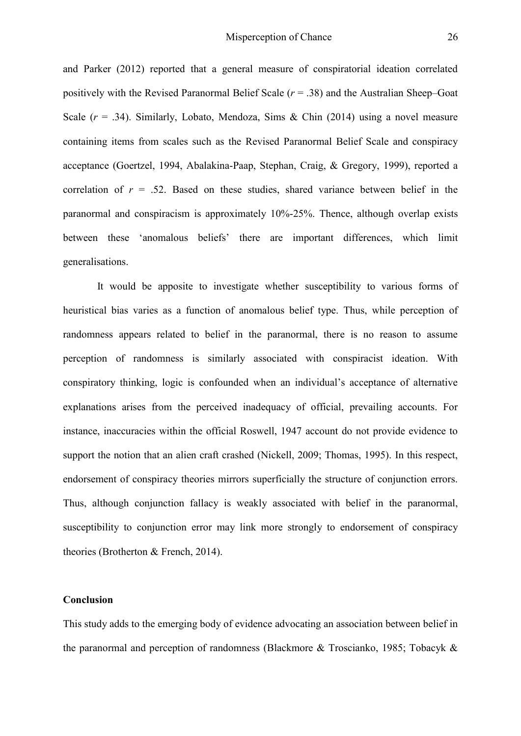and Parker (2012) reported that a general measure of conspiratorial ideation correlated positively with the Revised Paranormal Belief Scale ($r = .38$) and the Australian Sheep–Goat Scale ($r = .34$). Similarly, Lobato, Mendoza, Sims & Chin (2014) using a novel measure containing items from scales such as the Revised Paranormal Belief Scale and conspiracy acceptance (Goertzel, 1994, Abalakina-Paap, Stephan, Craig, & Gregory, 1999), reported a correlation of $r = .52$. Based on these studies, shared variance between belief in the paranormal and conspiracism is approximately 10%-25%. Thence, although overlap exists between these 'anomalous beliefs' there are important differences, which limit generalisations.

It would be apposite to investigate whether susceptibility to various forms of heuristical bias varies as a function of anomalous belief type. Thus, while perception of randomness appears related to belief in the paranormal, there is no reason to assume perception of randomness is similarly associated with conspiracist ideation. With conspiratory thinking, logic is confounded when an individual's acceptance of alternative explanations arises from the perceived inadequacy of official, prevailing accounts. For instance, inaccuracies within the official Roswell, 1947 account do not provide evidence to support the notion that an alien craft crashed (Nickell, 2009; Thomas, 1995). In this respect, endorsement of conspiracy theories mirrors superficially the structure of conjunction errors. Thus, although conjunction fallacy is weakly associated with belief in the paranormal, susceptibility to conjunction error may link more strongly to endorsement of conspiracy theories (Brotherton & French, 2014).

## Conclusion

This study adds to the emerging body of evidence advocating an association between belief in the paranormal and perception of randomness (Blackmore & Troscianko, 1985; Tobacyk &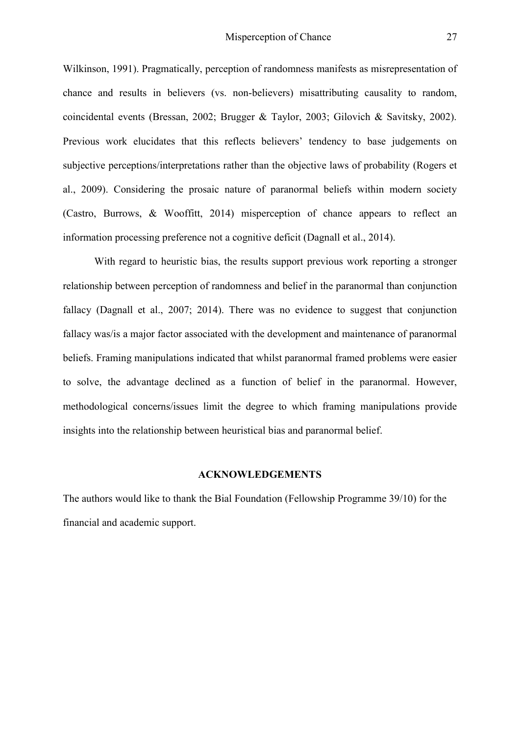Wilkinson, 1991). Pragmatically, perception of randomness manifests as misrepresentation of chance and results in believers (vs. non-believers) misattributing causality to random, coincidental events (Bressan, 2002; Brugger & Taylor, 2003; Gilovich & Savitsky, 2002). Previous work elucidates that this reflects believers' tendency to base judgements on subjective perceptions/interpretations rather than the objective laws of probability (Rogers et al., 2009). Considering the prosaic nature of paranormal beliefs within modern society (Castro, Burrows, & Wooffitt, 2014) misperception of chance appears to reflect an information processing preference not a cognitive deficit (Dagnall et al., 2014).

With regard to heuristic bias, the results support previous work reporting a stronger relationship between perception of randomness and belief in the paranormal than conjunction fallacy (Dagnall et al., 2007; 2014). There was no evidence to suggest that conjunction fallacy was/is a major factor associated with the development and maintenance of paranormal beliefs. Framing manipulations indicated that whilst paranormal framed problems were easier to solve, the advantage declined as a function of belief in the paranormal. However, methodological concerns/issues limit the degree to which framing manipulations provide insights into the relationship between heuristical bias and paranormal belief.

## ACKNOWLEDGEMENTS

The authors would like to thank the Bial Foundation (Fellowship Programme 39/10) for the financial and academic support.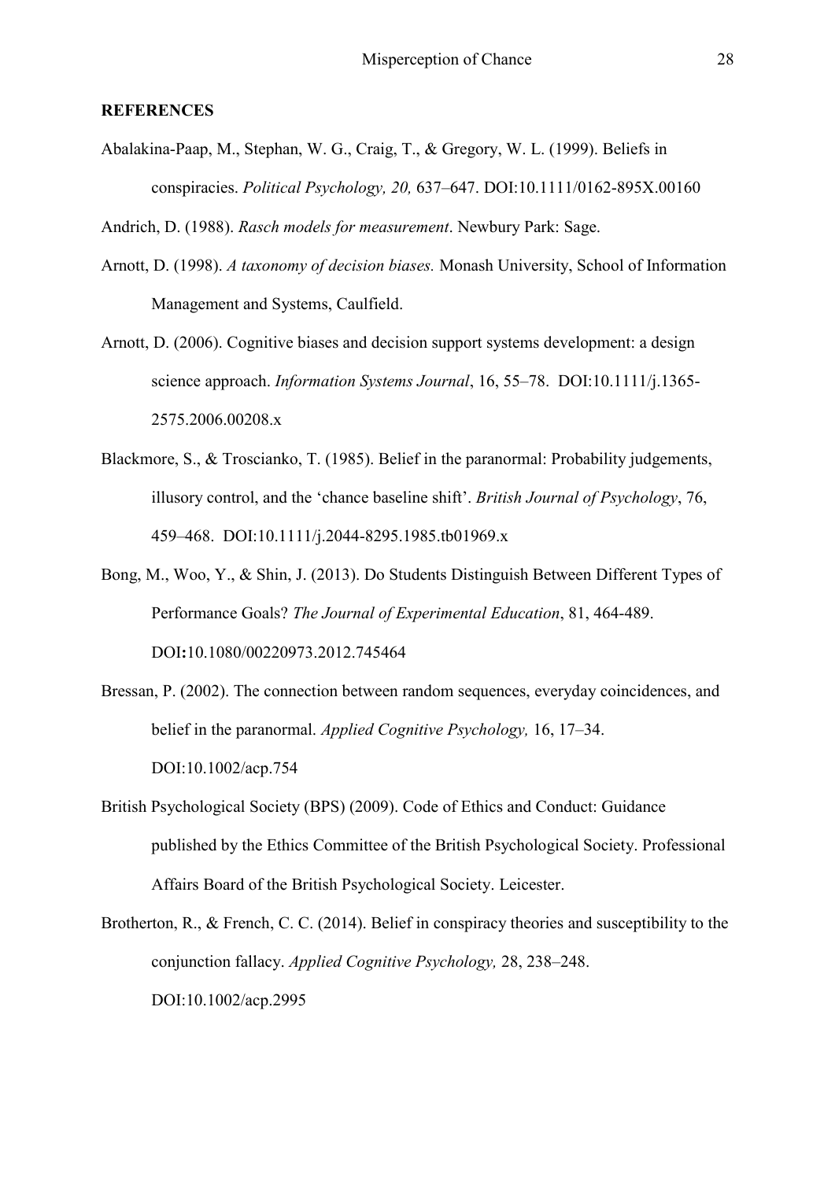**REFERENCES**

Abalakina-Paap, M., Stephan, W. G., Craig, T., & Gregory, W. L. (1999). Beliefs in conspiracies. *Political Psychology, 20,* 637–647. DOI:10.1111/0162-895X.00160

Andrich, D. (1988). *Rasch models for measurement*. Newbury Park: Sage.

Arnott, D. (1998). *A taxonomy of decision biases.* Monash University, School of Information Management and Systems, Caulfield.

Arnott, D. (2006). Cognitive biases and decision support systems development: a design science approach. *Information Systems Journal*, 16, 55–78. DOI:10.1111/j.1365-2575.2006.00208.x

Blackmore, S., & Troscianko, T. (1985). Belief in the paranormal: Probability judgements, illusory control, and the 'chance baseline shift'. *British Journal of Psychology*, 76, 459–468. DOI:10.1111/j.2044-8295.1985.tb01969.x

Bong, M., Woo, Y., & Shin, J. (2013). Do Students Distinguish Between Different Types of Performance Goals? *The Journal of Experimental Education*, 81, 464-489. DOI**:**10.1080/00220973.2012.745464

Bressan, P. (2002). The connection between random sequences, everyday coincidences, and belief in the paranormal. *Applied Cognitive Psychology,* 16, 17–34. DOI:10.1002/acp.754

British Psychological Society (BPS) (2009). Code of Ethics and Conduct: Guidance published by the Ethics Committee of the British Psychological Society. Professional Affairs Board of the British Psychological Society. Leicester.

Brotherton, R., & French, C. C. (2014). Belief in conspiracy theories and susceptibility to the conjunction fallacy. *Applied Cognitive Psychology,* 28, 238–248. DOI:10.1002/acp.2995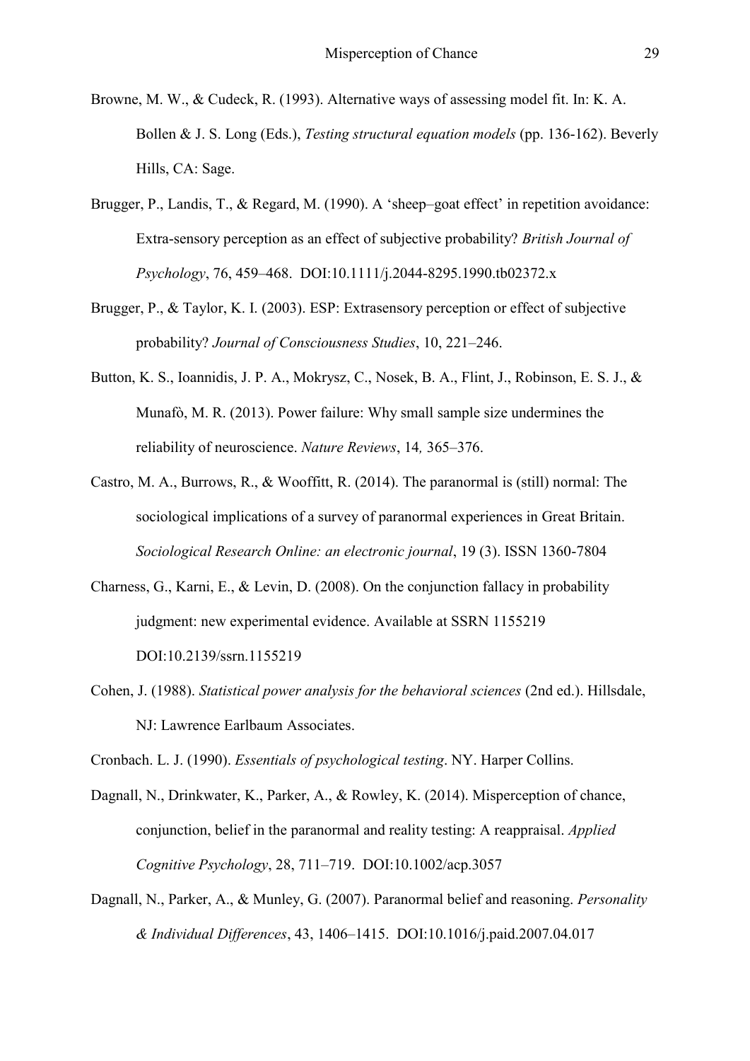Browne, M. W., & Cudeck, R. (1993). Alternative ways of assessing model fit. In: K. A. Bollen & J. S. Long (Eds.), *Testing structural equation models* (pp. 136-162). Beverly Hills, CA: Sage.

Brugger, P., Landis, T., & Regard, M. (1990). A 'sheep–goat effect' in repetition avoidance: Extra-sensory perception as an effect of subjective probability? *British Journal of Psychology*, 76, 459–468. DOI:10.1111/j.2044-8295.1990.tb02372.x

Brugger, P., & Taylor, K. I. (2003). ESP: Extrasensory perception or effect of subjective probability? *Journal of Consciousness Studies*, 10, 221–246.

Button, K. S., Ioannidis, J. P. A., Mokrysz, C., Nosek, B. A., Flint, J., Robinson, E. S. J., & Munafò, M. R. (2013). Power failure: Why small sample size undermines the reliability of neuroscience. *Nature Reviews*, 14*,* 365–376.

Castro, M. A., Burrows, R., & Wooffitt, R. (2014). The paranormal is (still) normal: The sociological implications of a survey of paranormal experiences in Great Britain. *Sociological Research Online: an electronic journal*, 19 (3). ISSN 1360-7804

Charness, G., Karni, E., & Levin, D. (2008). On the conjunction fallacy in probability judgment: new experimental evidence. Available at SSRN 1155219 DOI:10.2139/ssrn.1155219

Cohen, J. (1988). *Statistical power analysis for the behavioral sciences* (2nd ed.). Hillsdale, NJ: Lawrence Earlbaum Associates.

Cronbach. L. J. (1990). *Essentials of psychological testing*. NY. Harper Collins.

Dagnall, N., Drinkwater, K., Parker, A., & Rowley, K. (2014). Misperception of chance, conjunction, belief in the paranormal and reality testing: A reappraisal. *Applied Cognitive Psychology*, 28, 711–719. DOI:10.1002/acp.3057

Dagnall, N., Parker, A., & Munley, G. (2007). Paranormal belief and reasoning. *Personality & Individual Differences*, 43, 1406–1415. DOI:10.1016/j.paid.2007.04.017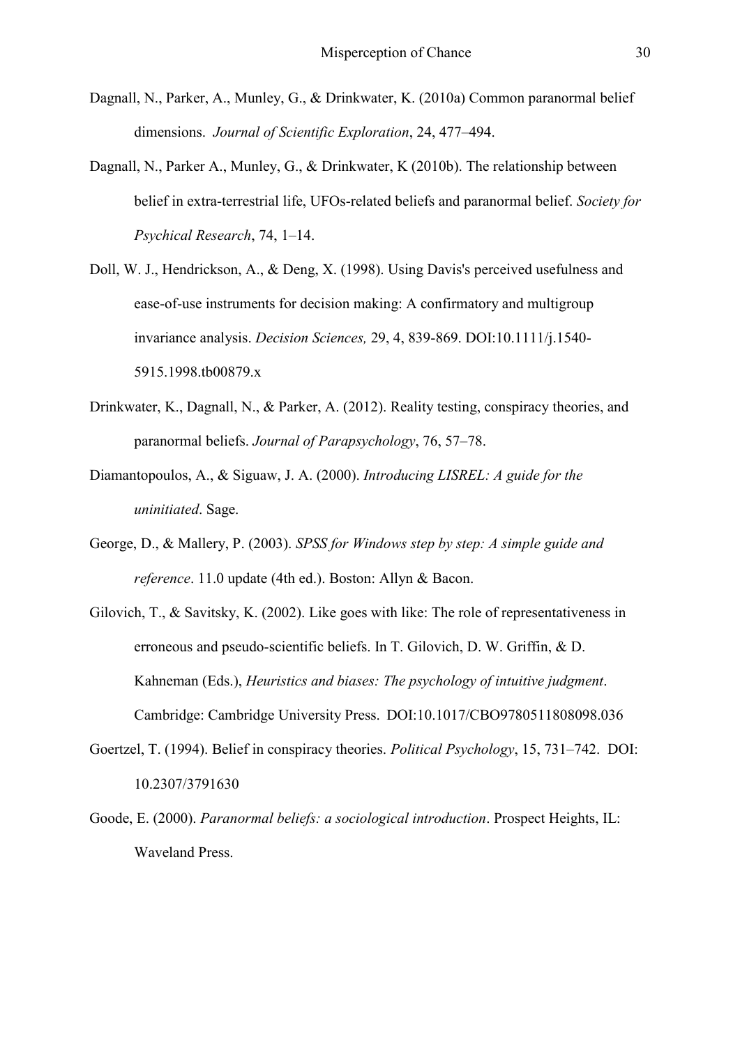Dagnall, N., Parker, A., Munley, G., & Drinkwater, K. (2010a) Common paranormal belief dimensions. *Journal of Scientific Exploration*, 24, 477–494.

Dagnall, N., Parker A., Munley, G., & Drinkwater, K (2010b). The relationship between belief in extra-terrestrial life, UFOs-related beliefs and paranormal belief. *Society for Psychical Research*, 74, 1–14.

Doll, W. J., Hendrickson, A., & Deng, X. (1998). Using Davis's perceived usefulness and ease-of-use instruments for decision making: A confirmatory and multigroup invariance analysis. *Decision Sciences,* 29, 4, 839-869. DOI:10.1111/j.1540-5915.1998.tb00879.x

Drinkwater, K., Dagnall, N., & Parker, A. (2012). Reality testing, conspiracy theories, and paranormal beliefs. *Journal of Parapsychology*, 76, 57–78.

Diamantopoulos, A., & Siguaw, J. A. (2000). *Introducing LISREL: A guide for the uninitiated*. Sage.

George, D., & Mallery, P. (2003). *SPSS for Windows step by step: A simple guide and reference*. 11.0 update (4th ed.). Boston: Allyn & Bacon.

Gilovich, T., & Savitsky, K. (2002). Like goes with like: The role of representativeness in erroneous and pseudo-scientific beliefs. In T. Gilovich, D. W. Griffin, & D. Kahneman (Eds.), *Heuristics and biases: The psychology of intuitive judgment*. Cambridge: Cambridge University Press. DOI:10.1017/CBO9780511808098.036

Goertzel, T. (1994). Belief in conspiracy theories. *Political Psychology*, 15, 731–742. DOI: 10.2307/3791630

Goode, E. (2000). *Paranormal beliefs: a sociological introduction*. Prospect Heights, IL: Waveland Press.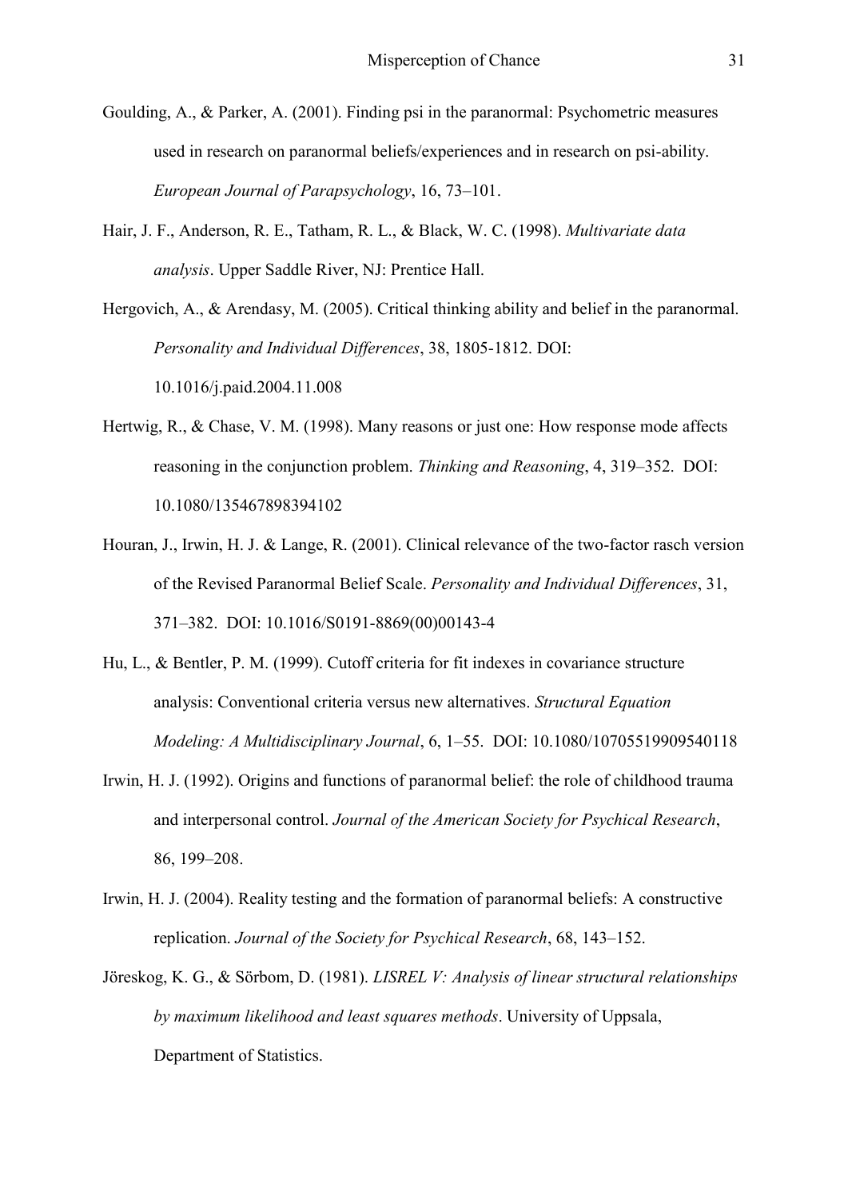Goulding, A., & Parker, A. (2001). Finding psi in the paranormal: Psychometric measures used in research on paranormal beliefs/experiences and in research on psi-ability. *European Journal of Parapsychology*, 16, 73–101.

Hair, J. F., Anderson, R. E., Tatham, R. L., & Black, W. C. (1998). *Multivariate data analysis*. Upper Saddle River, NJ: Prentice Hall.

Hergovich, A., & Arendasy, M. (2005). Critical thinking ability and belief in the paranormal. *Personality and Individual Differences*, 38, 1805-1812. DOI: 10.1016/j.paid.2004.11.008

Hertwig, R., & Chase, V. M. (1998). Many reasons or just one: How response mode affects reasoning in the conjunction problem. *Thinking and Reasoning*, 4, 319–352. DOI: 10.1080/135467898394102

Houran, J., Irwin, H. J. & Lange, R. (2001). Clinical relevance of the two-factor rasch version of the Revised Paranormal Belief Scale. *Personality and Individual Differences*, 31, 371–382. DOI: 10.1016/S0191-8869(00)00143-4

Hu, L., & Bentler, P. M. (1999). Cutoff criteria for fit indexes in covariance structure analysis: Conventional criteria versus new alternatives. *Structural Equation Modeling: A Multidisciplinary Journal*, 6, 1–55. DOI: 10.1080/10705519909540118

Irwin, H. J. (1992). Origins and functions of paranormal belief: the role of childhood trauma and interpersonal control. *Journal of the American Society for Psychical Research*, 86, 199–208.

Irwin, H. J. (2004). Reality testing and the formation of paranormal beliefs: A constructive replication. *Journal of the Society for Psychical Research*, 68, 143–152.

Jöreskog, K. G., & Sörbom, D. (1981). *LISREL V: Analysis of linear structural relationships by maximum likelihood and least squares methods*. University of Uppsala, Department of Statistics.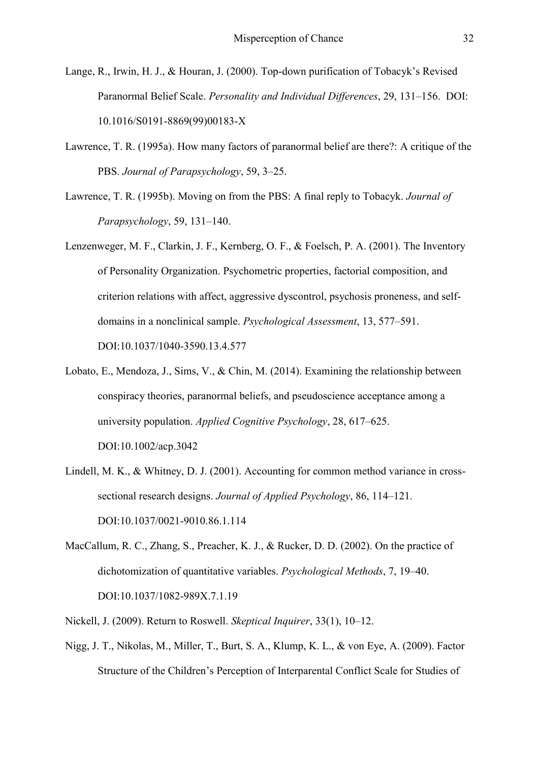Lange, R., Irwin, H. J., & Houran, J. (2000). Top-down purification of Tobacyk's Revised Paranormal Belief Scale. *Personality and Individual Differences*, 29, 131–156. DOI: 10.1016/S0191-8869(99)00183-X

Lawrence, T. R. (1995a). How many factors of paranormal belief are there?: A critique of the PBS. *Journal of Parapsychology*, 59, 3–25.

Lawrence, T. R. (1995b). Moving on from the PBS: A final reply to Tobacyk. *Journal of Parapsychology*, 59, 131–140.

Lenzenweger, M. F., Clarkin, J. F., Kernberg, O. F., & Foelsch, P. A. (2001). The Inventory of Personality Organization. Psychometric properties, factorial composition, and criterion relations with affect, aggressive dyscontrol, psychosis proneness, and self-domains in a nonclinical sample. *Psychological Assessment*, 13, 577–591. DOI:10.1037/1040-3590.13.4.577

Lobato, E., Mendoza, J., Sims, V., & Chin, M. (2014). Examining the relationship between conspiracy theories, paranormal beliefs, and pseudoscience acceptance among a university population. *Applied Cognitive Psychology*, 28, 617–625. DOI:10.1002/acp.3042

Lindell, M. K., & Whitney, D. J. (2001). Accounting for common method variance in cross-sectional research designs. *Journal of Applied Psychology*, 86, 114–121. DOI:10.1037/0021-9010.86.1.114

MacCallum, R. C., Zhang, S., Preacher, K. J., & Rucker, D. D. (2002). On the practice of dichotomization of quantitative variables. *Psychological Methods*, 7, 19–40. DOI:10.1037/1082-989X.7.1.19

Nickell, J. (2009). Return to Roswell. *Skeptical Inquirer*, 33(1), 10–12.

Nigg, J. T., Nikolas, M., Miller, T., Burt, S. A., Klump, K. L., & von Eye, A. (2009). Factor Structure of the Children's Perception of Interparental Conflict Scale for Studies of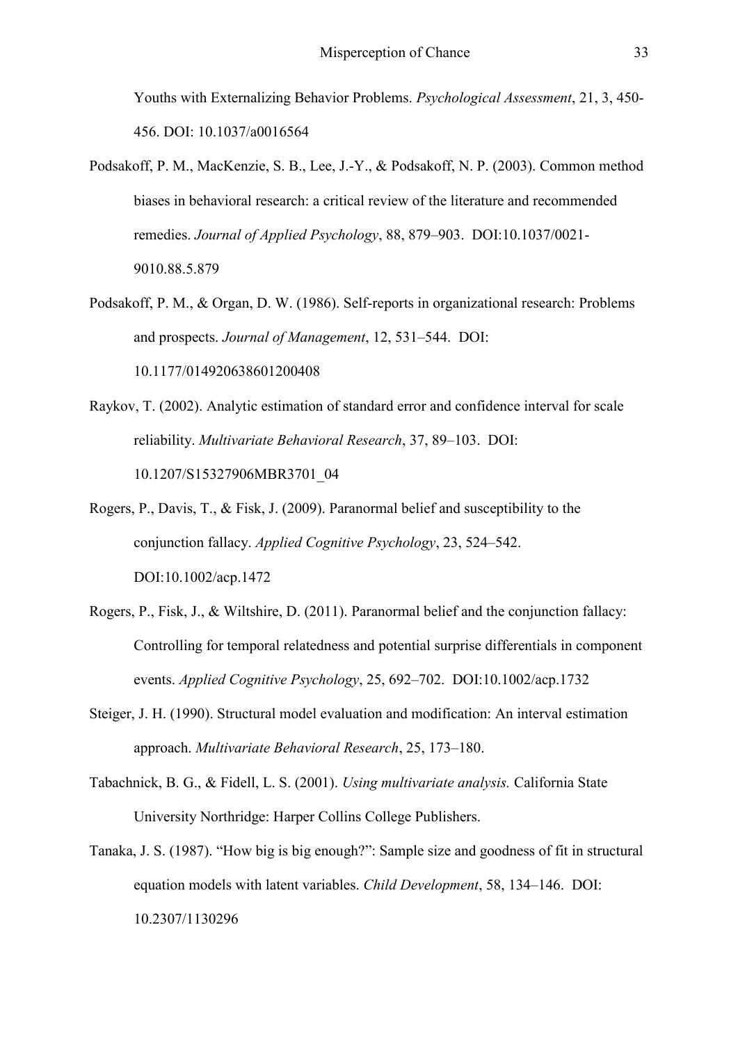Youths with Externalizing Behavior Problems. *Psychological Assessment*, 21, 3, 450-456. DOI: 10.1037/a0016564

Podsakoff, P. M., MacKenzie, S. B., Lee, J.-Y., & Podsakoff, N. P. (2003). Common method biases in behavioral research: a critical review of the literature and recommended remedies. *Journal of Applied Psychology*, 88, 879–903. DOI:10.1037/0021-9010.88.5.879

Podsakoff, P. M., & Organ, D. W. (1986). Self-reports in organizational research: Problems and prospects. *Journal of Management*, 12, 531–544. DOI: 10.1177/014920638601200408

Raykov, T. (2002). Analytic estimation of standard error and confidence interval for scale reliability. *Multivariate Behavioral Research*, 37, 89–103. DOI: 10.1207/S15327906MBR3701_04

Rogers, P., Davis, T., & Fisk, J. (2009). Paranormal belief and susceptibility to the conjunction fallacy. *Applied Cognitive Psychology*, 23, 524–542. DOI:10.1002/acp.1472

Rogers, P., Fisk, J., & Wiltshire, D. (2011). Paranormal belief and the conjunction fallacy: Controlling for temporal relatedness and potential surprise differentials in component events. *Applied Cognitive Psychology*, 25, 692–702. DOI:10.1002/acp.1732

Steiger, J. H. (1990). Structural model evaluation and modification: An interval estimation approach. *Multivariate Behavioral Research*, 25, 173–180.

Tabachnick, B. G., & Fidell, L. S. (2001). *Using multivariate analysis.* California State University Northridge: Harper Collins College Publishers.

Tanaka, J. S. (1987). "How big is big enough?": Sample size and goodness of fit in structural equation models with latent variables. *Child Development*, 58, 134–146. DOI: 10.2307/1130296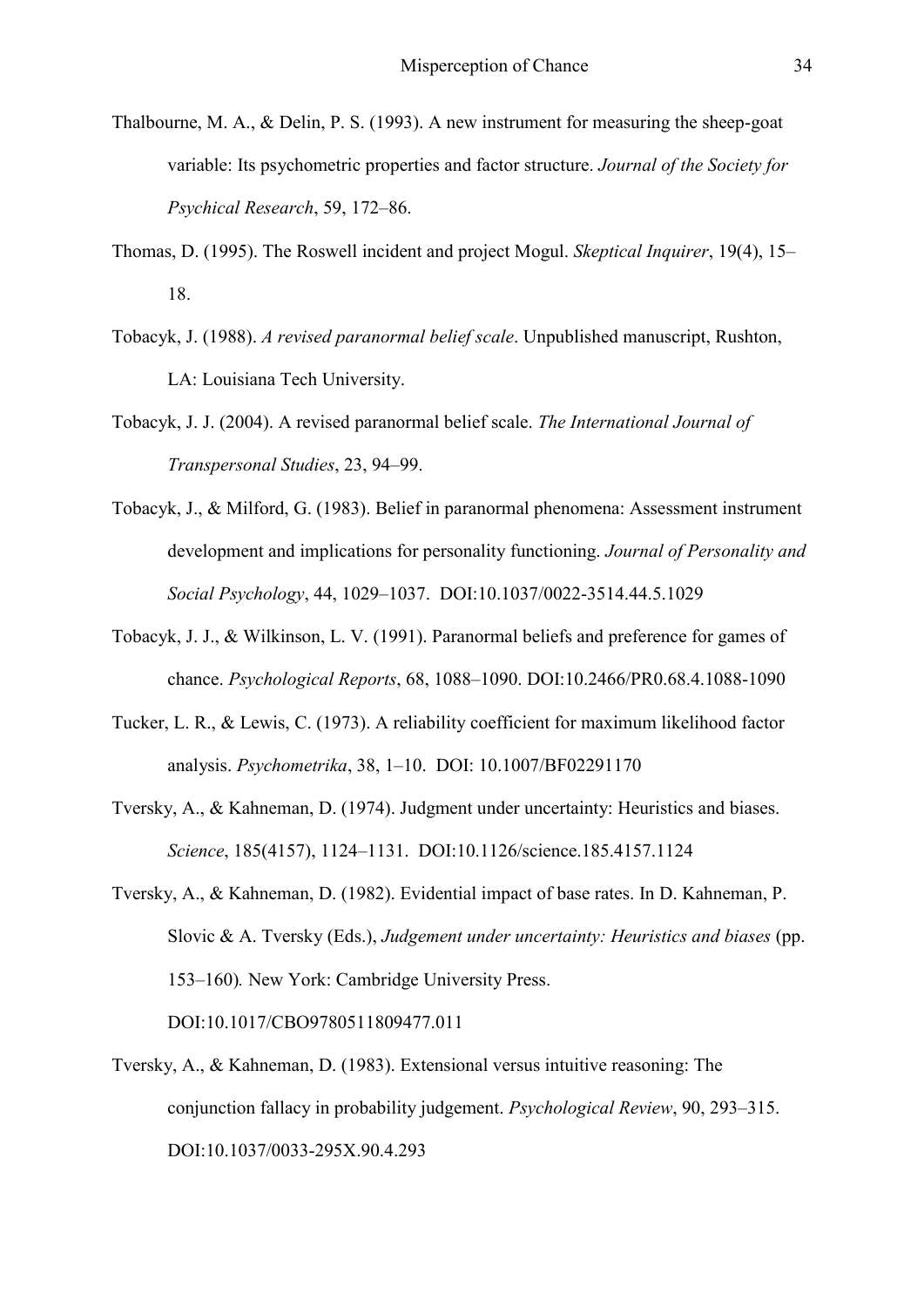Thalbourne, M. A., & Delin, P. S. (1993). A new instrument for measuring the sheep-goat variable: Its psychometric properties and factor structure. *Journal of the Society for Psychical Research*, 59, 172–86.

Thomas, D. (1995). The Roswell incident and project Mogul. *Skeptical Inquirer*, 19(4), 15–18.

Tobacyk, J. (1988). *A revised paranormal belief scale*. Unpublished manuscript, Rushton, LA: Louisiana Tech University.

Tobacyk, J. J. (2004). A revised paranormal belief scale. *The International Journal of Transpersonal Studies*, 23, 94–99.

Tobacyk, J., & Milford, G. (1983). Belief in paranormal phenomena: Assessment instrument development and implications for personality functioning. *Journal of Personality and Social Psychology*, 44, 1029–1037. DOI:10.1037/0022-3514.44.5.1029

Tobacyk, J. J., & Wilkinson, L. V. (1991). Paranormal beliefs and preference for games of chance. *Psychological Reports*, 68, 1088–1090. DOI:10.2466/PR0.68.4.1088-1090

Tucker, L. R., & Lewis, C. (1973). A reliability coefficient for maximum likelihood factor analysis. *Psychometrika*, 38, 1–10. DOI: 10.1007/BF02291170

Tversky, A., & Kahneman, D. (1974). Judgment under uncertainty: Heuristics and biases. *Science*, 185(4157), 1124–1131. DOI:10.1126/science.185.4157.1124

Tversky, A., & Kahneman, D. (1982). Evidential impact of base rates. In D. Kahneman, P. Slovic & A. Tversky (Eds.), *Judgement under uncertainty: Heuristics and biases* (pp. 153–160)*.* New York: Cambridge University Press. DOI:10.1017/CBO9780511809477.011

Tversky, A., & Kahneman, D. (1983). Extensional versus intuitive reasoning: The conjunction fallacy in probability judgement. *Psychological Review*, 90, 293–315. DOI:10.1037/0033-295X.90.4.293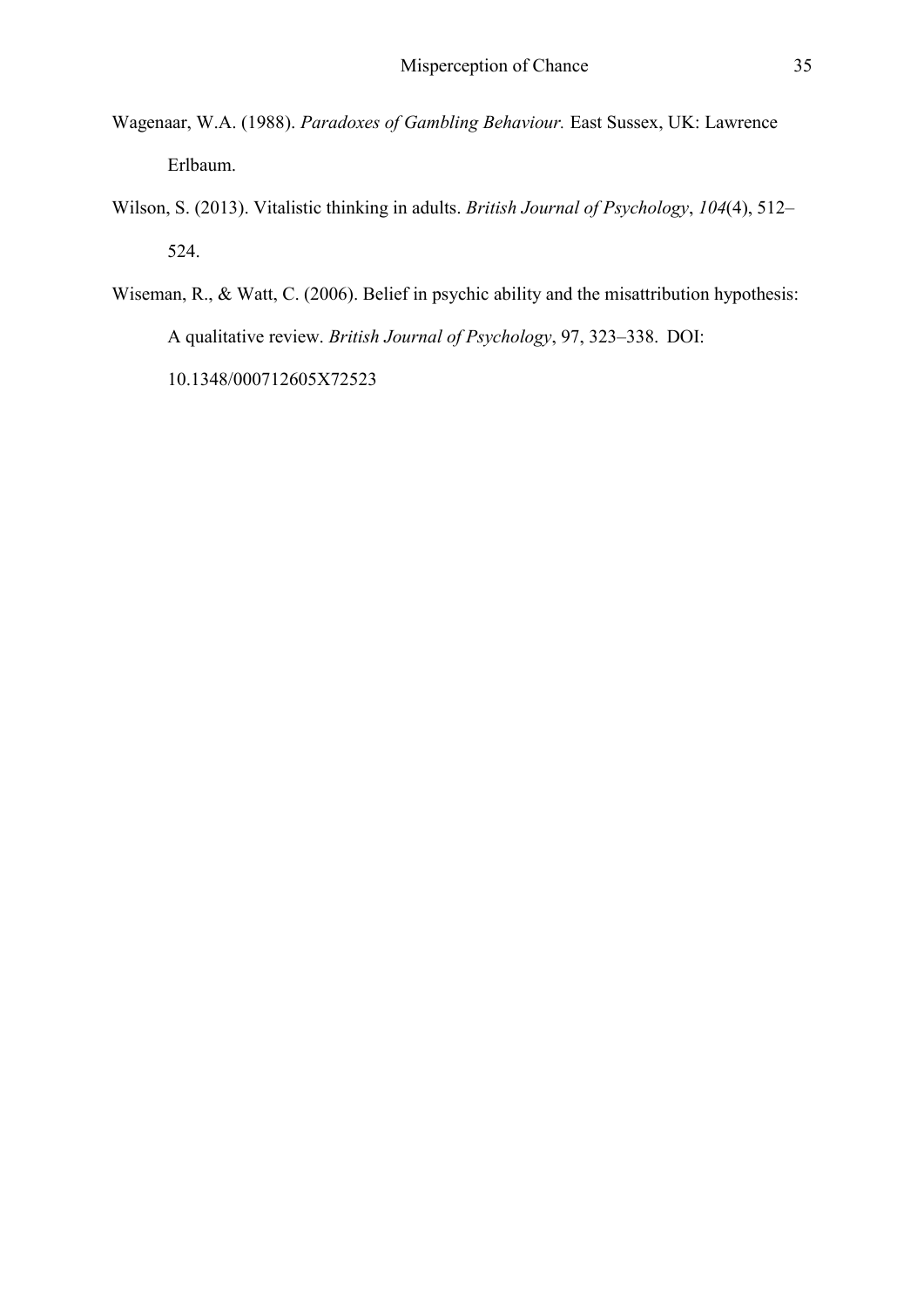Wagenaar, W.A. (1988). *Paradoxes of Gambling Behaviour.* East Sussex, UK: Lawrence Erlbaum.

Wilson, S. (2013). Vitalistic thinking in adults. *British Journal of Psychology*, *104*(4), 512–524.

Wiseman, R., & Watt, C. (2006). Belief in psychic ability and the misattribution hypothesis: A qualitative review. *British Journal of Psychology*, 97, 323–338. DOI: 10.1348/000712605X72523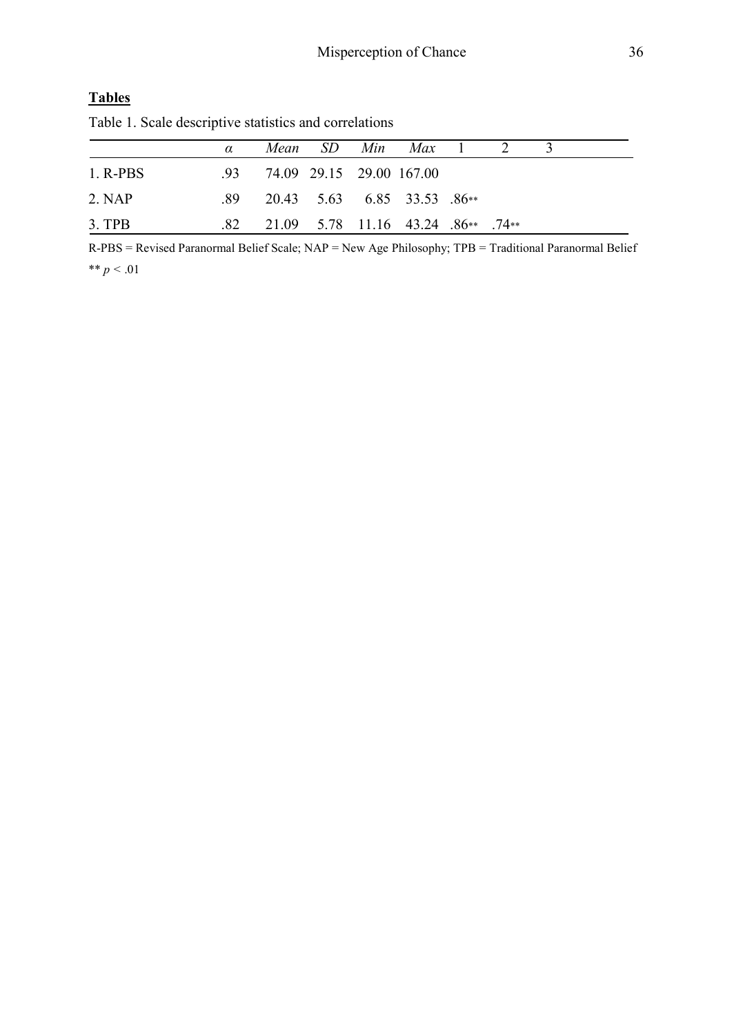**Tables**

Table 1. Scale descriptive statistics and correlations

| | *α* | *Mean* | *SD* | *Min* | *Max* | 1 | 2 | 3 |
|---|---|---|---|---|---|---|---|---|
| 1. R-PBS | .93 | 74.09 | 29.15 | 29.00 | 167.00 | | | |
| 2. NAP | .89 | 20.43 | 5.63 | 6.85 | 33.53 | .86** | | |
| 3. TPB | .82 | 21.09 | 5.78 | 11.16 | 43.24 | .86** | .74** | |

R-PBS = Revised Paranormal Belief Scale; NAP = New Age Philosophy; TPB = Traditional Paranormal Belief

** $p < .01$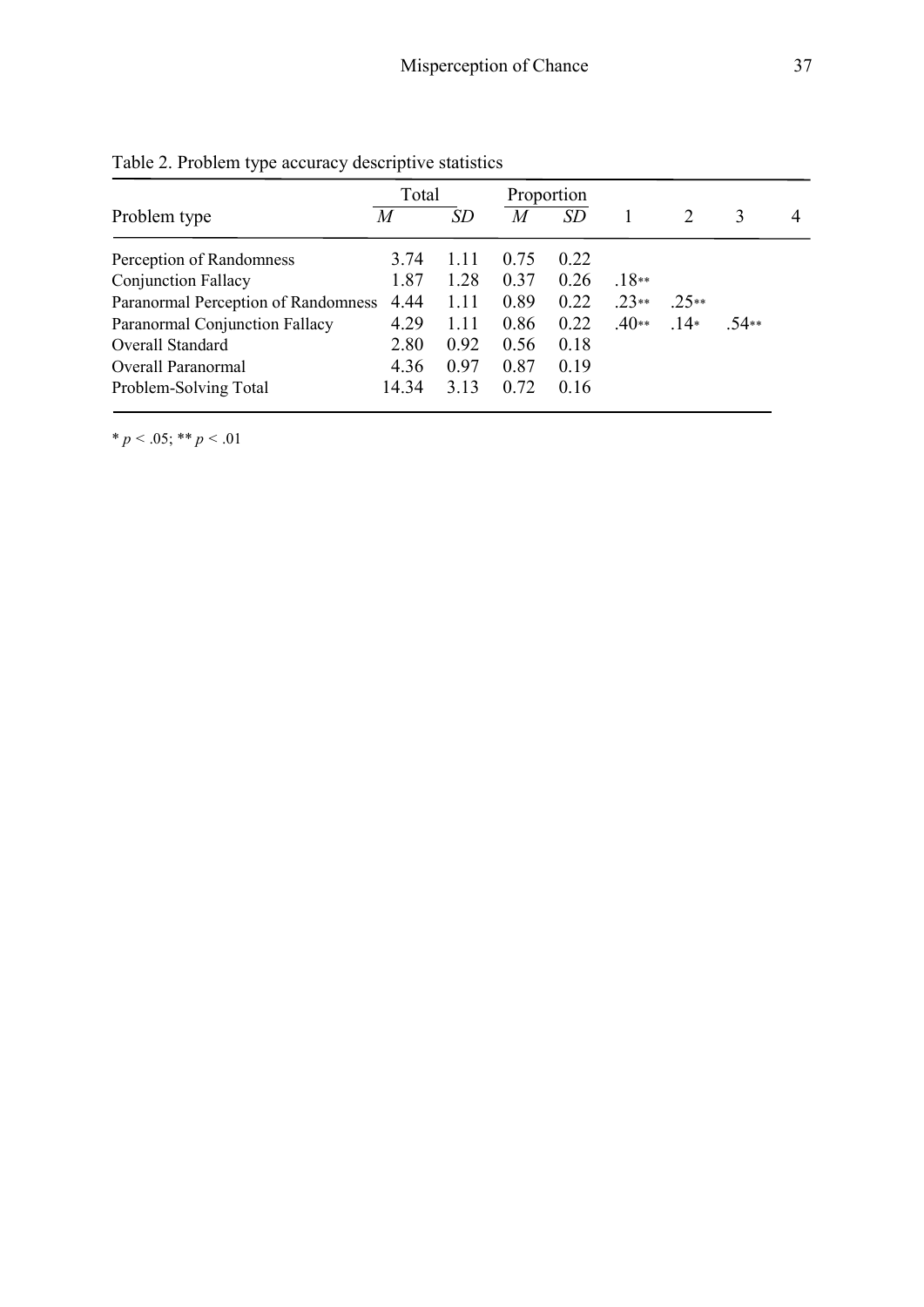Table 2. Problem type accuracy descriptive statistics

| Problem type | Total | | Proportion | | 1 | 2 | 3 | 4 |
|---|---|---|---|---|---|---|---|---|
| | *M* | *SD* | *M* | *SD* | | | | |
| Perception of Randomness | 3.74 | 1.11 | 0.75 | 0.22 | | | | |
| Conjunction Fallacy | 1.87 | 1.28 | 0.37 | 0.26 | .18** | | | |
| Paranormal Perception of Randomness | 4.44 | 1.11 | 0.89 | 0.22 | .23** | .25** | | |
| Paranormal Conjunction Fallacy | 4.29 | 1.11 | 0.86 | 0.22 | .40** | .14* | .54** | |
| Overall Standard | 2.80 | 0.92 | 0.56 | 0.18 | | | | |
| Overall Paranormal | 4.36 | 0.97 | 0.87 | 0.19 | | | | |
| Problem-Solving Total | 14.34 | 3.13 | 0.72 | 0.16 | | | | |

* $p < .05$; ** $p < .01$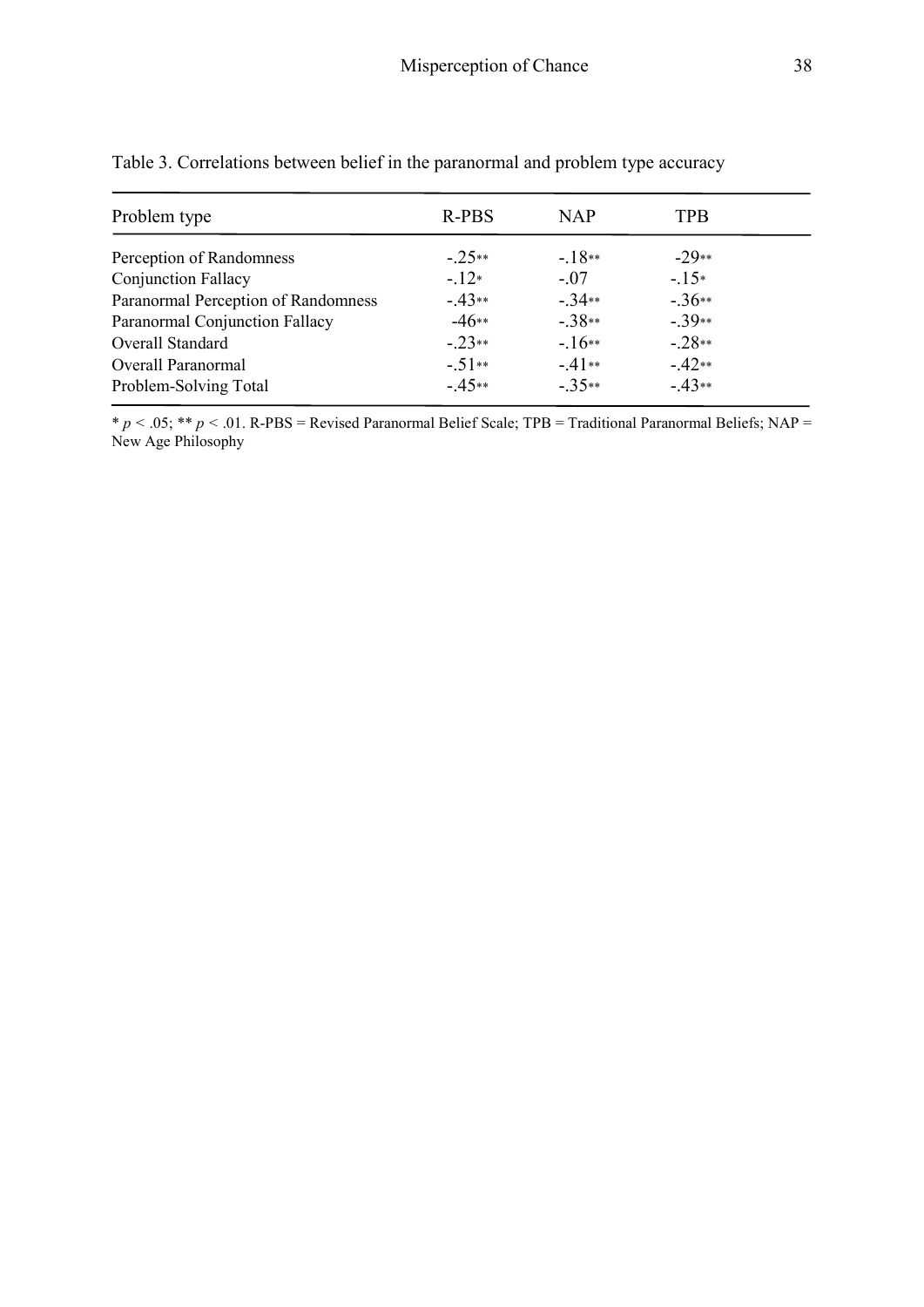Table 3. Correlations between belief in the paranormal and problem type accuracy

| Problem type | R-PBS | NAP | TPB |
|---|---|---|---|
| Perception of Randomness | -.25** | -.18** | -29** |
| Conjunction Fallacy | -.12* | -.07 | -.15* |
| Paranormal Perception of Randomness | -.43** | -.34** | -.36** |
| Paranormal Conjunction Fallacy | -46** | -.38** | -.39** |
| Overall Standard | -.23** | -.16** | -.28** |
| Overall Paranormal | -.51** | -.41** | -.42** |
| Problem-Solving Total | -.45** | -.35** | -.43** |

* $p < .05$; ** $p < .01$. R-PBS = Revised Paranormal Belief Scale; TPB = Traditional Paranormal Beliefs; NAP = New Age Philosophy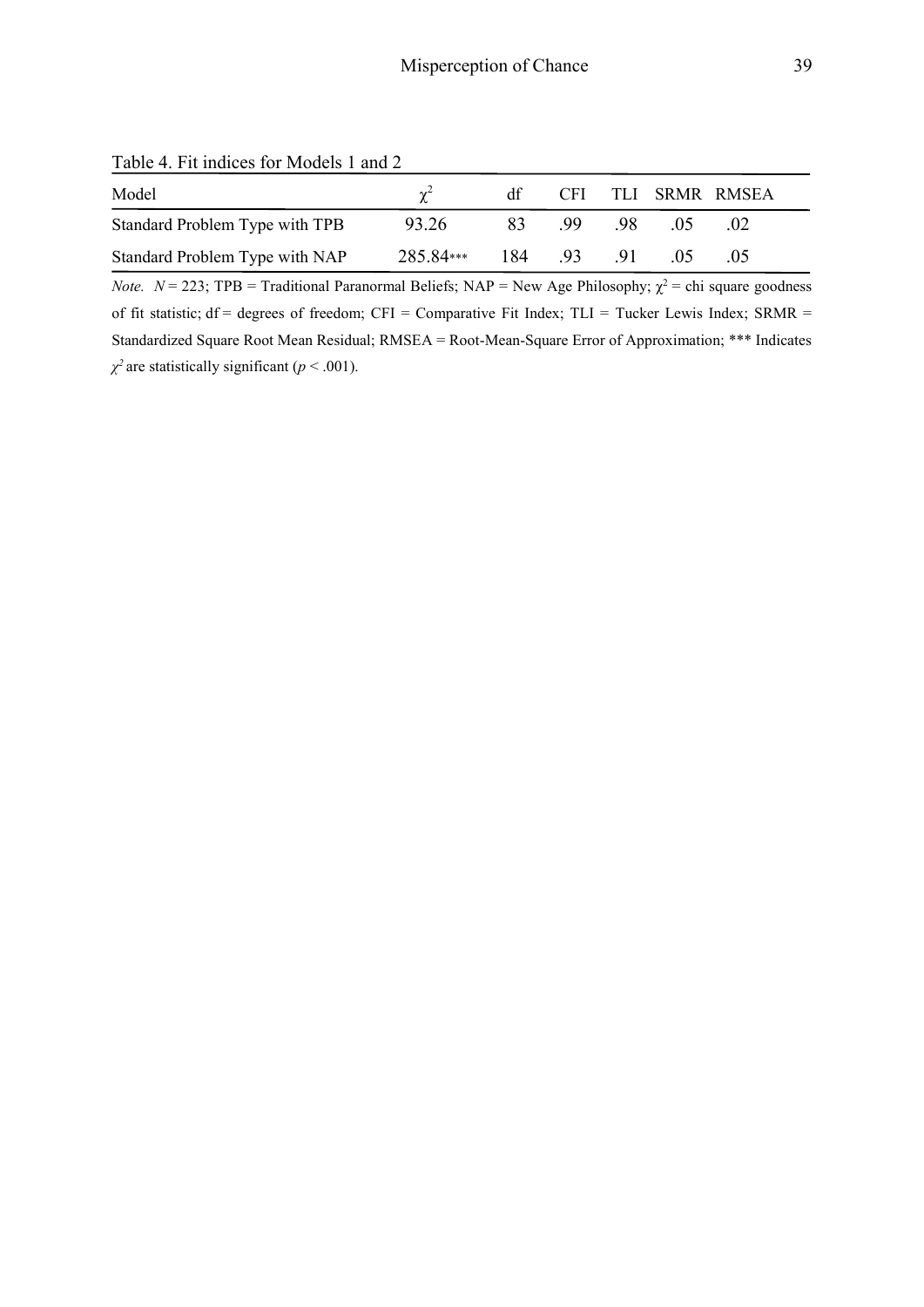Table 4. Fit indices for Models 1 and 2

| Model | $\chi^2$ | df | CFI | TLI | SRMR | RMSEA |
|---|---|---|---|---|---|---|
| Standard Problem Type with TPB | 93.26 | 83 | .99 | .98 | .05 | .02 |
| Standard Problem Type with NAP | 285.84*** | 184 | .93 | .91 | .05 | .05 |

*Note.* $N = 223$; TPB = Traditional Paranormal Beliefs; NAP = New Age Philosophy; $\chi^2$ = chi square goodness of fit statistic; df = degrees of freedom; CFI = Comparative Fit Index; TLI = Tucker Lewis Index; SRMR = Standardized Square Root Mean Residual; RMSEA = Root-Mean-Square Error of Approximation; *** Indicates $\chi^2$ are statistically significant ($p < .001$).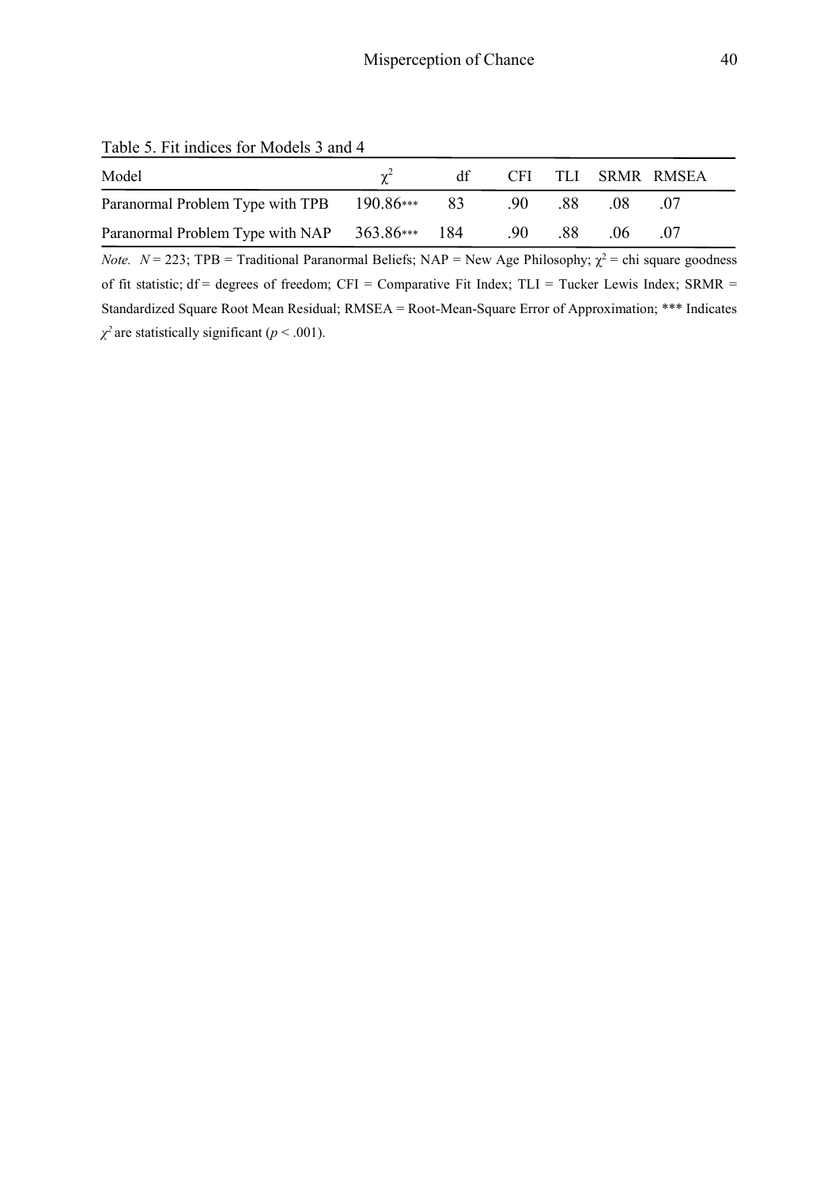Table 5. Fit indices for Models 3 and 4

| Model | $\chi^2$ | df | CFI | TLI | SRMR | RMSEA |
|---|---|---|---|---|---|---|
| Paranormal Problem Type with TPB | 190.86*** | 83 | .90 | .88 | .08 | .07 |
| Paranormal Problem Type with NAP | 363.86*** | 184 | .90 | .88 | .06 | .07 |

*Note.* $N = 223$; TPB = Traditional Paranormal Beliefs; NAP = New Age Philosophy; $\chi^2$ = chi square goodness of fit statistic; df = degrees of freedom; CFI = Comparative Fit Index; TLI = Tucker Lewis Index; SRMR = Standardized Square Root Mean Residual; RMSEA = Root-Mean-Square Error of Approximation; *** Indicates $\chi^2$ are statistically significant ($p < .001$).